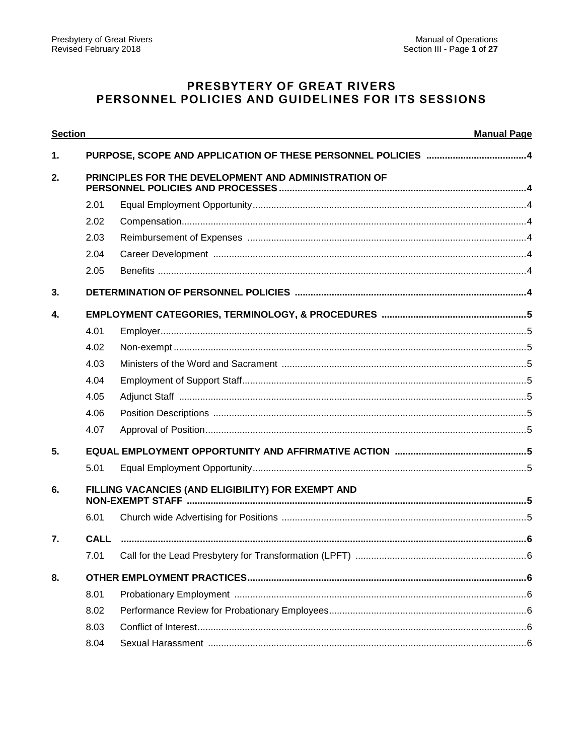# PRESBYTERY OF GREAT RIVERS
# PERSONNEL POLICIES AND GUIDELINES FOR ITS SESSIONS

| Section | | | Manual Page |
|---|---|---|---|
| **1.** | **PURPOSE, SCOPE AND APPLICATION OF THESE PERSONNEL POLICIES** | | **4** |
| **2.** | **PRINCIPLES FOR THE DEVELOPMENT AND ADMINISTRATION OF PERSONNEL POLICIES AND PROCESSES** | | **4** |
| | 2.01 | Equal Employment Opportunity | 4 |
| | 2.02 | Compensation | 4 |
| | 2.03 | Reimbursement of Expenses | 4 |
| | 2.04 | Career Development | 4 |
| | 2.05 | Benefits | 4 |
| **3.** | **DETERMINATION OF PERSONNEL POLICIES** | | **4** |
| **4.** | **EMPLOYMENT CATEGORIES, TERMINOLOGY, & PROCEDURES** | | **5** |
| | 4.01 | Employer | 5 |
| | 4.02 | Non-exempt | 5 |
| | 4.03 | Ministers of the Word and Sacrament | 5 |
| | 4.04 | Employment of Support Staff | 5 |
| | 4.05 | Adjunct Staff | 5 |
| | 4.06 | Position Descriptions | 5 |
| | 4.07 | Approval of Position | 5 |
| **5.** | **EQUAL EMPLOYMENT OPPORTUNITY AND AFFIRMATIVE ACTION** | | **5** |
| | 5.01 | Equal Employment Opportunity | 5 |
| **6.** | **FILLING VACANCIES (AND ELIGIBILITY) FOR EXEMPT AND NON-EXEMPT STAFF** | | **5** |
| | 6.01 | Church wide Advertising for Positions | 5 |
| **7.** | **CALL** | | **6** |
| | 7.01 | Call for the Lead Presbytery for Transformation (LPFT) | 6 |
| **8.** | **OTHER EMPLOYMENT PRACTICES** | | **6** |
| | 8.01 | Probationary Employment | 6 |
| | 8.02 | Performance Review for Probationary Employees | 6 |
| | 8.03 | Conflict of Interest | 6 |
| | 8.04 | Sexual Harassment | 6 |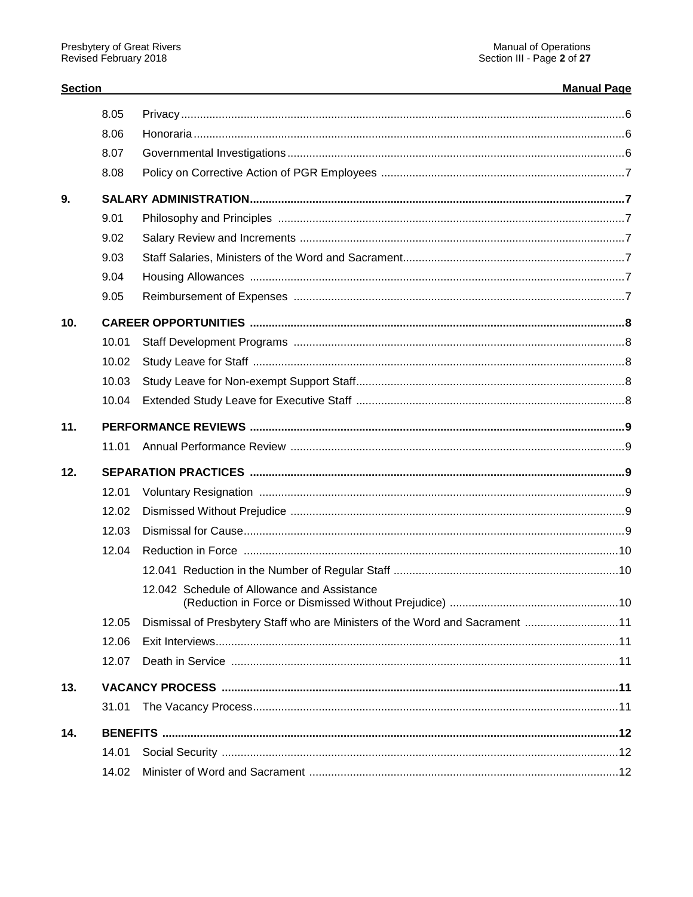| Section | | | Manual Page |
|---|---|---|---|
| | 8.05 | Privacy | 6 |
| | 8.06 | Honoraria | 6 |
| | 8.07 | Governmental Investigations | 6 |
| | 8.08 | Policy on Corrective Action of PGR Employees | 7 |
| **9.** | **SALARY ADMINISTRATION** | | **7** |
| | 9.01 | Philosophy and Principles | 7 |
| | 9.02 | Salary Review and Increments | 7 |
| | 9.03 | Staff Salaries, Ministers of the Word and Sacrament | 7 |
| | 9.04 | Housing Allowances | 7 |
| | 9.05 | Reimbursement of Expenses | 7 |
| **10.** | **CAREER OPPORTUNITIES** | | **8** |
| | 10.01 | Staff Development Programs | 8 |
| | 10.02 | Study Leave for Staff | 8 |
| | 10.03 | Study Leave for Non-exempt Support Staff | 8 |
| | 10.04 | Extended Study Leave for Executive Staff | 8 |
| **11.** | **PERFORMANCE REVIEWS** | | **9** |
| | 11.01 | Annual Performance Review | 9 |
| **12.** | **SEPARATION PRACTICES** | | **9** |
| | 12.01 | Voluntary Resignation | 9 |
| | 12.02 | Dismissed Without Prejudice | 9 |
| | 12.03 | Dismissal for Cause | 9 |
| | 12.04 | Reduction in Force | 10 |
| | | 12.041 Reduction in the Number of Regular Staff | 10 |
| | | 12.042 Schedule of Allowance and Assistance (Reduction in Force or Dismissed Without Prejudice) | 10 |
| | 12.05 | Dismissal of Presbytery Staff who are Ministers of the Word and Sacrament | 11 |
| | 12.06 | Exit Interviews | 11 |
| | 12.07 | Death in Service | 11 |
| **13.** | **VACANCY PROCESS** | | **11** |
| | 31.01 | The Vacancy Process | 11 |
| **14.** | **BENEFITS** | | **12** |
| | 14.01 | Social Security | 12 |
| | 14.02 | Minister of Word and Sacrament | 12 |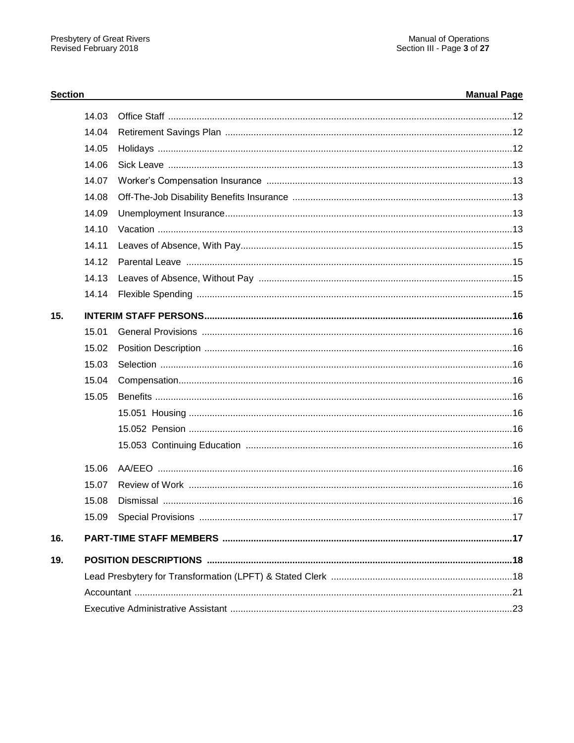| Section | | Manual Page |
|---|---|---|
| | 14.03 Office Staff | 12 |
| | 14.04 Retirement Savings Plan | 12 |
| | 14.05 Holidays | 12 |
| | 14.06 Sick Leave | 13 |
| | 14.07 Worker's Compensation Insurance | 13 |
| | 14.08 Off-The-Job Disability Benefits Insurance | 13 |
| | 14.09 Unemployment Insurance | 13 |
| | 14.10 Vacation | 13 |
| | 14.11 Leaves of Absence, With Pay | 15 |
| | 14.12 Parental Leave | 15 |
| | 14.13 Leaves of Absence, Without Pay | 15 |
| | 14.14 Flexible Spending | 15 |
| **15.** | **INTERIM STAFF PERSONS** | **16** |
| | 15.01 General Provisions | 16 |
| | 15.02 Position Description | 16 |
| | 15.03 Selection | 16 |
| | 15.04 Compensation | 16 |
| | 15.05 Benefits | 16 |
| | 15.051 Housing | 16 |
| | 15.052 Pension | 16 |
| | 15.053 Continuing Education | 16 |
| | 15.06 AA/EEO | 16 |
| | 15.07 Review of Work | 16 |
| | 15.08 Dismissal | 16 |
| | 15.09 Special Provisions | 17 |
| **16.** | **PART-TIME STAFF MEMBERS** | **17** |
| **19.** | **POSITION DESCRIPTIONS** | **18** |
| | Lead Presbytery for Transformation (LPFT) & Stated Clerk | 18 |
| | Accountant | 21 |
| | Executive Administrative Assistant | 23 |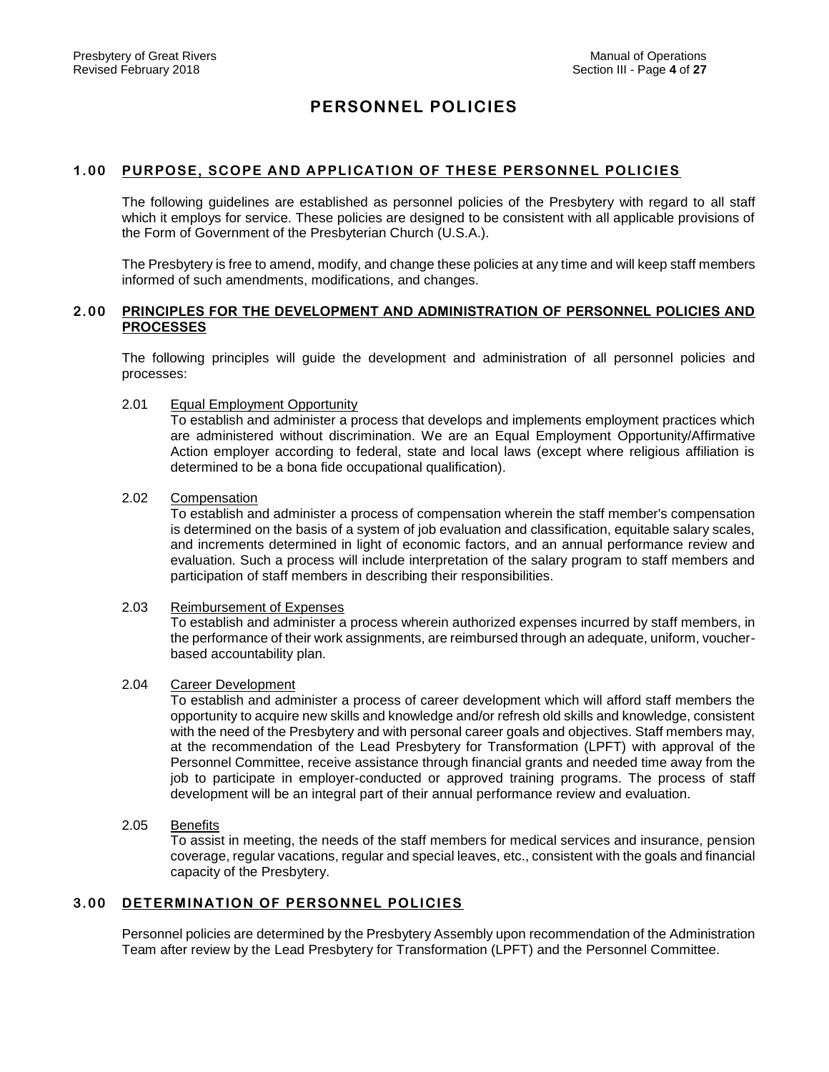# PERSONNEL POLICIES

## 1.00 PURPOSE, SCOPE AND APPLICATION OF THESE PERSONNEL POLICIES

The following guidelines are established as personnel policies of the Presbytery with regard to all staff which it employs for service. These policies are designed to be consistent with all applicable provisions of the Form of Government of the Presbyterian Church (U.S.A.).

The Presbytery is free to amend, modify, and change these policies at any time and will keep staff members informed of such amendments, modifications, and changes.

## 2.00 PRINCIPLES FOR THE DEVELOPMENT AND ADMINISTRATION OF PERSONNEL POLICIES AND PROCESSES

The following principles will guide the development and administration of all personnel policies and processes:

### 2.01 Equal Employment Opportunity

To establish and administer a process that develops and implements employment practices which are administered without discrimination. We are an Equal Employment Opportunity/Affirmative Action employer according to federal, state and local laws (except where religious affiliation is determined to be a bona fide occupational qualification).

### 2.02 Compensation

To establish and administer a process of compensation wherein the staff member's compensation is determined on the basis of a system of job evaluation and classification, equitable salary scales, and increments determined in light of economic factors, and an annual performance review and evaluation. Such a process will include interpretation of the salary program to staff members and participation of staff members in describing their responsibilities.

### 2.03 Reimbursement of Expenses

To establish and administer a process wherein authorized expenses incurred by staff members, in the performance of their work assignments, are reimbursed through an adequate, uniform, voucher-based accountability plan.

### 2.04 Career Development

To establish and administer a process of career development which will afford staff members the opportunity to acquire new skills and knowledge and/or refresh old skills and knowledge, consistent with the need of the Presbytery and with personal career goals and objectives. Staff members may, at the recommendation of the Lead Presbytery for Transformation (LPFT) with approval of the Personnel Committee, receive assistance through financial grants and needed time away from the job to participate in employer-conducted or approved training programs. The process of staff development will be an integral part of their annual performance review and evaluation.

### 2.05 Benefits

To assist in meeting, the needs of the staff members for medical services and insurance, pension coverage, regular vacations, regular and special leaves, etc., consistent with the goals and financial capacity of the Presbytery.

## 3.00 DETERMINATION OF PERSONNEL POLICIES

Personnel policies are determined by the Presbytery Assembly upon recommendation of the Administration Team after review by the Lead Presbytery for Transformation (LPFT) and the Personnel Committee.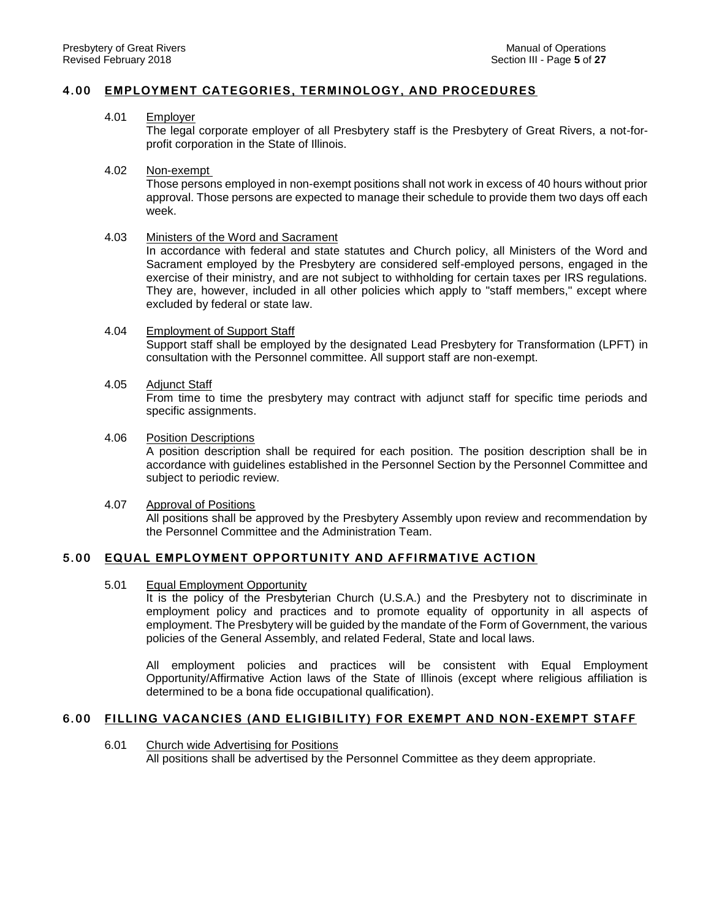## 4.00 EMPLOYMENT CATEGORIES, TERMINOLOGY, AND PROCEDURES

4.01 Employer

The legal corporate employer of all Presbytery staff is the Presbytery of Great Rivers, a not-for-profit corporation in the State of Illinois.

4.02 Non-exempt

Those persons employed in non-exempt positions shall not work in excess of 40 hours without prior approval. Those persons are expected to manage their schedule to provide them two days off each week.

4.03 Ministers of the Word and Sacrament

In accordance with federal and state statutes and Church policy, all Ministers of the Word and Sacrament employed by the Presbytery are considered self-employed persons, engaged in the exercise of their ministry, and are not subject to withholding for certain taxes per IRS regulations. They are, however, included in all other policies which apply to "staff members," except where excluded by federal or state law.

4.04 Employment of Support Staff

Support staff shall be employed by the designated Lead Presbytery for Transformation (LPFT) in consultation with the Personnel committee. All support staff are non-exempt.

4.05 Adjunct Staff

From time to time the presbytery may contract with adjunct staff for specific time periods and specific assignments.

4.06 Position Descriptions

A position description shall be required for each position. The position description shall be in accordance with guidelines established in the Personnel Section by the Personnel Committee and subject to periodic review.

4.07 Approval of Positions

All positions shall be approved by the Presbytery Assembly upon review and recommendation by the Personnel Committee and the Administration Team.

## 5.00 EQUAL EMPLOYMENT OPPORTUNITY AND AFFIRMATIVE ACTION

5.01 Equal Employment Opportunity

It is the policy of the Presbyterian Church (U.S.A.) and the Presbytery not to discriminate in employment policy and practices and to promote equality of opportunity in all aspects of employment. The Presbytery will be guided by the mandate of the Form of Government, the various policies of the General Assembly, and related Federal, State and local laws.

All employment policies and practices will be consistent with Equal Employment Opportunity/Affirmative Action laws of the State of Illinois (except where religious affiliation is determined to be a bona fide occupational qualification).

## 6.00 FILLING VACANCIES (AND ELIGIBILITY) FOR EXEMPT AND NON-EXEMPT STAFF

6.01 Church wide Advertising for Positions

All positions shall be advertised by the Personnel Committee as they deem appropriate.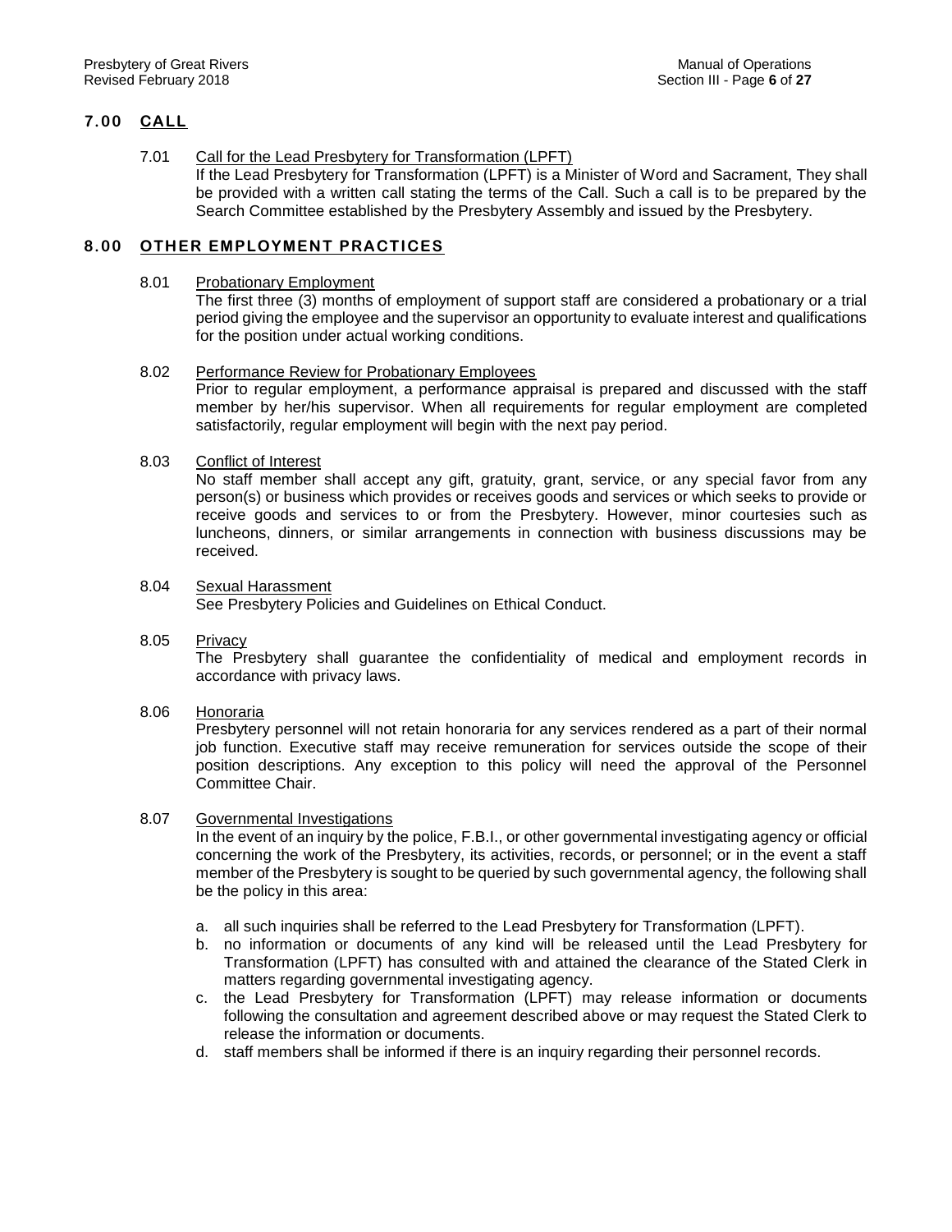## 7.00 CALL

7.01 Call for the Lead Presbytery for Transformation (LPFT)

If the Lead Presbytery for Transformation (LPFT) is a Minister of Word and Sacrament, They shall be provided with a written call stating the terms of the Call. Such a call is to be prepared by the Search Committee established by the Presbytery Assembly and issued by the Presbytery.

## 8.00 OTHER EMPLOYMENT PRACTICES

8.01 Probationary Employment

The first three (3) months of employment of support staff are considered a probationary or a trial period giving the employee and the supervisor an opportunity to evaluate interest and qualifications for the position under actual working conditions.

8.02 Performance Review for Probationary Employees

Prior to regular employment, a performance appraisal is prepared and discussed with the staff member by her/his supervisor. When all requirements for regular employment are completed satisfactorily, regular employment will begin with the next pay period.

8.03 Conflict of Interest

No staff member shall accept any gift, gratuity, grant, service, or any special favor from any person(s) or business which provides or receives goods and services or which seeks to provide or receive goods and services to or from the Presbytery. However, minor courtesies such as luncheons, dinners, or similar arrangements in connection with business discussions may be received.

8.04 Sexual Harassment

See Presbytery Policies and Guidelines on Ethical Conduct.

8.05 Privacy

The Presbytery shall guarantee the confidentiality of medical and employment records in accordance with privacy laws.

8.06 Honoraria

Presbytery personnel will not retain honoraria for any services rendered as a part of their normal job function. Executive staff may receive remuneration for services outside the scope of their position descriptions. Any exception to this policy will need the approval of the Personnel Committee Chair.

8.07 Governmental Investigations

In the event of an inquiry by the police, F.B.I., or other governmental investigating agency or official concerning the work of the Presbytery, its activities, records, or personnel; or in the event a staff member of the Presbytery is sought to be queried by such governmental agency, the following shall be the policy in this area:

a. all such inquiries shall be referred to the Lead Presbytery for Transformation (LPFT).
b. no information or documents of any kind will be released until the Lead Presbytery for Transformation (LPFT) has consulted with and attained the clearance of the Stated Clerk in matters regarding governmental investigating agency.
c. the Lead Presbytery for Transformation (LPFT) may release information or documents following the consultation and agreement described above or may request the Stated Clerk to release the information or documents.
d. staff members shall be informed if there is an inquiry regarding their personnel records.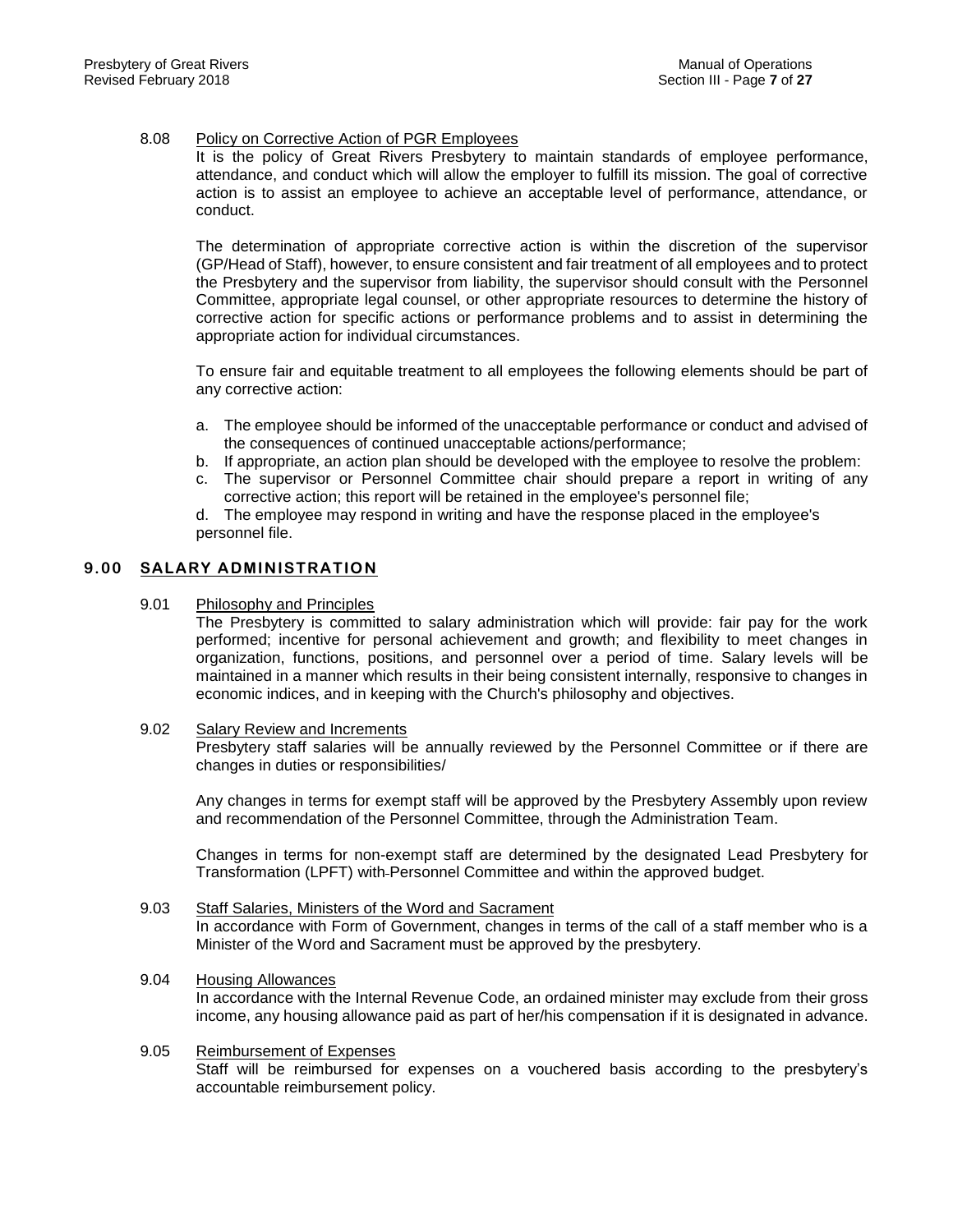### 8.08 Policy on Corrective Action of PGR Employees

It is the policy of Great Rivers Presbytery to maintain standards of employee performance, attendance, and conduct which will allow the employer to fulfill its mission. The goal of corrective action is to assist an employee to achieve an acceptable level of performance, attendance, or conduct.

The determination of appropriate corrective action is within the discretion of the supervisor (GP/Head of Staff), however, to ensure consistent and fair treatment of all employees and to protect the Presbytery and the supervisor from liability, the supervisor should consult with the Personnel Committee, appropriate legal counsel, or other appropriate resources to determine the history of corrective action for specific actions or performance problems and to assist in determining the appropriate action for individual circumstances.

To ensure fair and equitable treatment to all employees the following elements should be part of any corrective action:

a. The employee should be informed of the unacceptable performance or conduct and advised of the consequences of continued unacceptable actions/performance;
b. If appropriate, an action plan should be developed with the employee to resolve the problem:
c. The supervisor or Personnel Committee chair should prepare a report in writing of any corrective action; this report will be retained in the employee's personnel file;
d. The employee may respond in writing and have the response placed in the employee's personnel file.

## 9.00 SALARY ADMINISTRATION

### 9.01 Philosophy and Principles

The Presbytery is committed to salary administration which will provide: fair pay for the work performed; incentive for personal achievement and growth; and flexibility to meet changes in organization, functions, positions, and personnel over a period of time. Salary levels will be maintained in a manner which results in their being consistent internally, responsive to changes in economic indices, and in keeping with the Church's philosophy and objectives.

### 9.02 Salary Review and Increments

Presbytery staff salaries will be annually reviewed by the Personnel Committee or if there are changes in duties or responsibilities/

Any changes in terms for exempt staff will be approved by the Presbytery Assembly upon review and recommendation of the Personnel Committee, through the Administration Team.

Changes in terms for non-exempt staff are determined by the designated Lead Presbytery for Transformation (LPFT) with Personnel Committee and within the approved budget.

### 9.03 Staff Salaries, Ministers of the Word and Sacrament

In accordance with Form of Government, changes in terms of the call of a staff member who is a Minister of the Word and Sacrament must be approved by the presbytery.

### 9.04 Housing Allowances

In accordance with the Internal Revenue Code, an ordained minister may exclude from their gross income, any housing allowance paid as part of her/his compensation if it is designated in advance.

### 9.05 Reimbursement of Expenses

Staff will be reimbursed for expenses on a vouchered basis according to the presbytery's accountable reimbursement policy.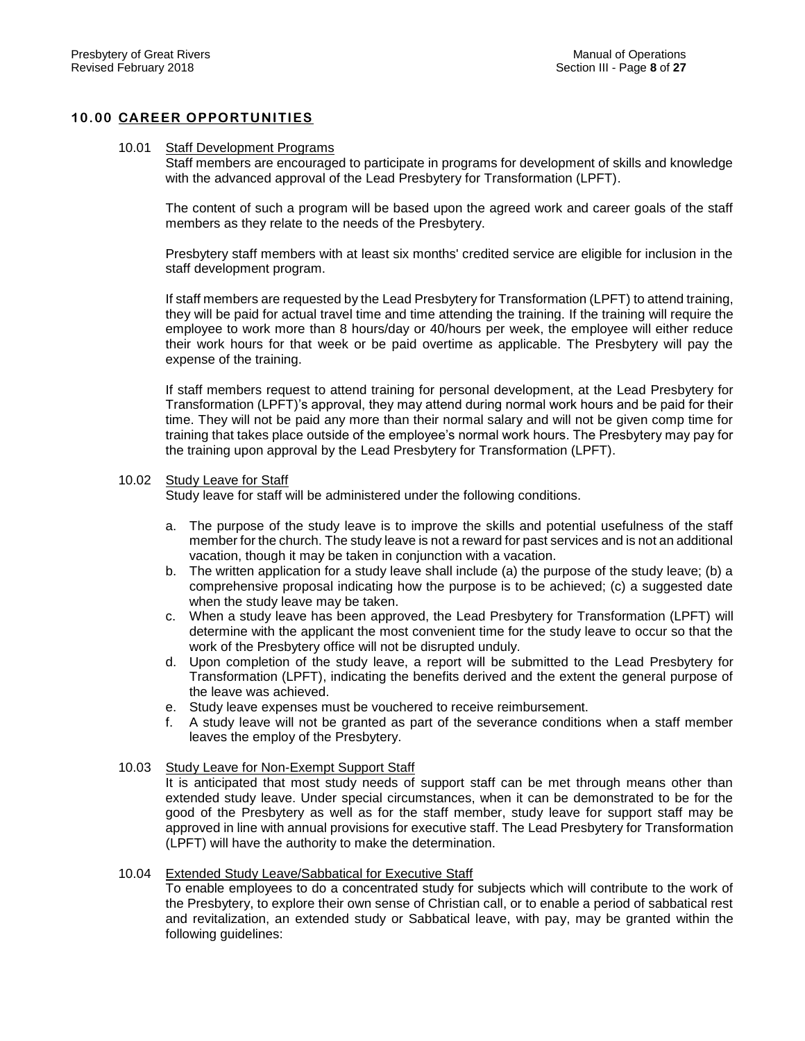## 10.00 CAREER OPPORTUNITIES

10.01 Staff Development Programs

Staff members are encouraged to participate in programs for development of skills and knowledge with the advanced approval of the Lead Presbytery for Transformation (LPFT).

The content of such a program will be based upon the agreed work and career goals of the staff members as they relate to the needs of the Presbytery.

Presbytery staff members with at least six months' credited service are eligible for inclusion in the staff development program.

If staff members are requested by the Lead Presbytery for Transformation (LPFT) to attend training, they will be paid for actual travel time and time attending the training. If the training will require the employee to work more than 8 hours/day or 40/hours per week, the employee will either reduce their work hours for that week or be paid overtime as applicable. The Presbytery will pay the expense of the training.

If staff members request to attend training for personal development, at the Lead Presbytery for Transformation (LPFT)'s approval, they may attend during normal work hours and be paid for their time. They will not be paid any more than their normal salary and will not be given comp time for training that takes place outside of the employee's normal work hours. The Presbytery may pay for the training upon approval by the Lead Presbytery for Transformation (LPFT).

10.02 Study Leave for Staff

Study leave for staff will be administered under the following conditions.

a. The purpose of the study leave is to improve the skills and potential usefulness of the staff member for the church. The study leave is not a reward for past services and is not an additional vacation, though it may be taken in conjunction with a vacation.
b. The written application for a study leave shall include (a) the purpose of the study leave; (b) a comprehensive proposal indicating how the purpose is to be achieved; (c) a suggested date when the study leave may be taken.
c. When a study leave has been approved, the Lead Presbytery for Transformation (LPFT) will determine with the applicant the most convenient time for the study leave to occur so that the work of the Presbytery office will not be disrupted unduly.
d. Upon completion of the study leave, a report will be submitted to the Lead Presbytery for Transformation (LPFT), indicating the benefits derived and the extent the general purpose of the leave was achieved.
e. Study leave expenses must be vouchered to receive reimbursement.
f. A study leave will not be granted as part of the severance conditions when a staff member leaves the employ of the Presbytery.

10.03 Study Leave for Non-Exempt Support Staff

It is anticipated that most study needs of support staff can be met through means other than extended study leave. Under special circumstances, when it can be demonstrated to be for the good of the Presbytery as well as for the staff member, study leave for support staff may be approved in line with annual provisions for executive staff. The Lead Presbytery for Transformation (LPFT) will have the authority to make the determination.

10.04 Extended Study Leave/Sabbatical for Executive Staff

To enable employees to do a concentrated study for subjects which will contribute to the work of the Presbytery, to explore their own sense of Christian call, or to enable a period of sabbatical rest and revitalization, an extended study or Sabbatical leave, with pay, may be granted within the following guidelines: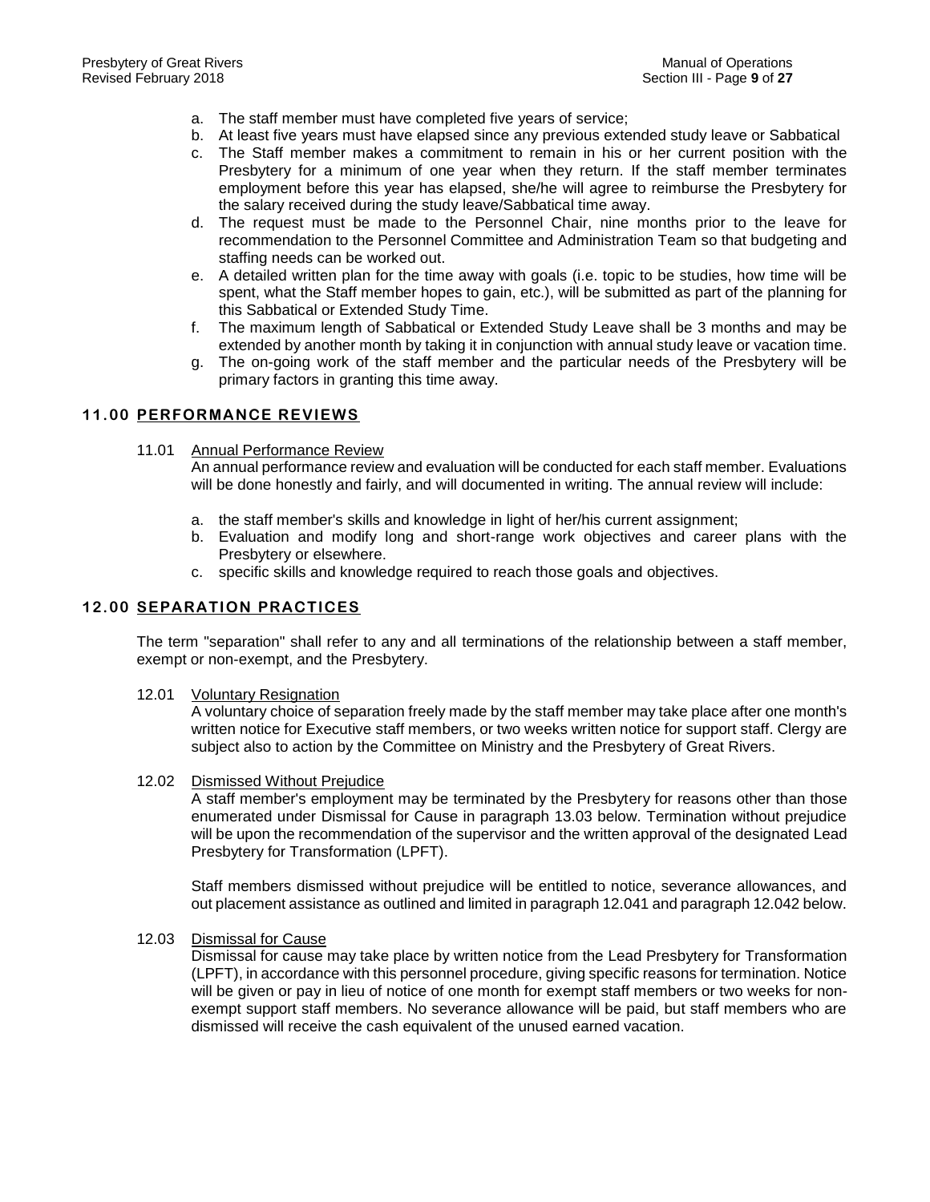a. The staff member must have completed five years of service;
b. At least five years must have elapsed since any previous extended study leave or Sabbatical
c. The Staff member makes a commitment to remain in his or her current position with the Presbytery for a minimum of one year when they return. If the staff member terminates employment before this year has elapsed, she/he will agree to reimburse the Presbytery for the salary received during the study leave/Sabbatical time away.
d. The request must be made to the Personnel Chair, nine months prior to the leave for recommendation to the Personnel Committee and Administration Team so that budgeting and staffing needs can be worked out.
e. A detailed written plan for the time away with goals (i.e. topic to be studies, how time will be spent, what the Staff member hopes to gain, etc.), will be submitted as part of the planning for this Sabbatical or Extended Study Time.
f. The maximum length of Sabbatical or Extended Study Leave shall be 3 months and may be extended by another month by taking it in conjunction with annual study leave or vacation time.
g. The on-going work of the staff member and the particular needs of the Presbytery will be primary factors in granting this time away.

## 11.00 PERFORMANCE REVIEWS

### 11.01 Annual Performance Review

An annual performance review and evaluation will be conducted for each staff member. Evaluations will be done honestly and fairly, and will documented in writing. The annual review will include:

a. the staff member's skills and knowledge in light of her/his current assignment;
b. Evaluation and modify long and short-range work objectives and career plans with the Presbytery or elsewhere.
c. specific skills and knowledge required to reach those goals and objectives.

## 12.00 SEPARATION PRACTICES

The term "separation" shall refer to any and all terminations of the relationship between a staff member, exempt or non-exempt, and the Presbytery.

### 12.01 Voluntary Resignation

A voluntary choice of separation freely made by the staff member may take place after one month's written notice for Executive staff members, or two weeks written notice for support staff. Clergy are subject also to action by the Committee on Ministry and the Presbytery of Great Rivers.

### 12.02 Dismissed Without Prejudice

A staff member's employment may be terminated by the Presbytery for reasons other than those enumerated under Dismissal for Cause in paragraph 13.03 below. Termination without prejudice will be upon the recommendation of the supervisor and the written approval of the designated Lead Presbytery for Transformation (LPFT).

Staff members dismissed without prejudice will be entitled to notice, severance allowances, and out placement assistance as outlined and limited in paragraph 12.041 and paragraph 12.042 below.

### 12.03 Dismissal for Cause

Dismissal for cause may take place by written notice from the Lead Presbytery for Transformation (LPFT), in accordance with this personnel procedure, giving specific reasons for termination. Notice will be given or pay in lieu of notice of one month for exempt staff members or two weeks for non-exempt support staff members. No severance allowance will be paid, but staff members who are dismissed will receive the cash equivalent of the unused earned vacation.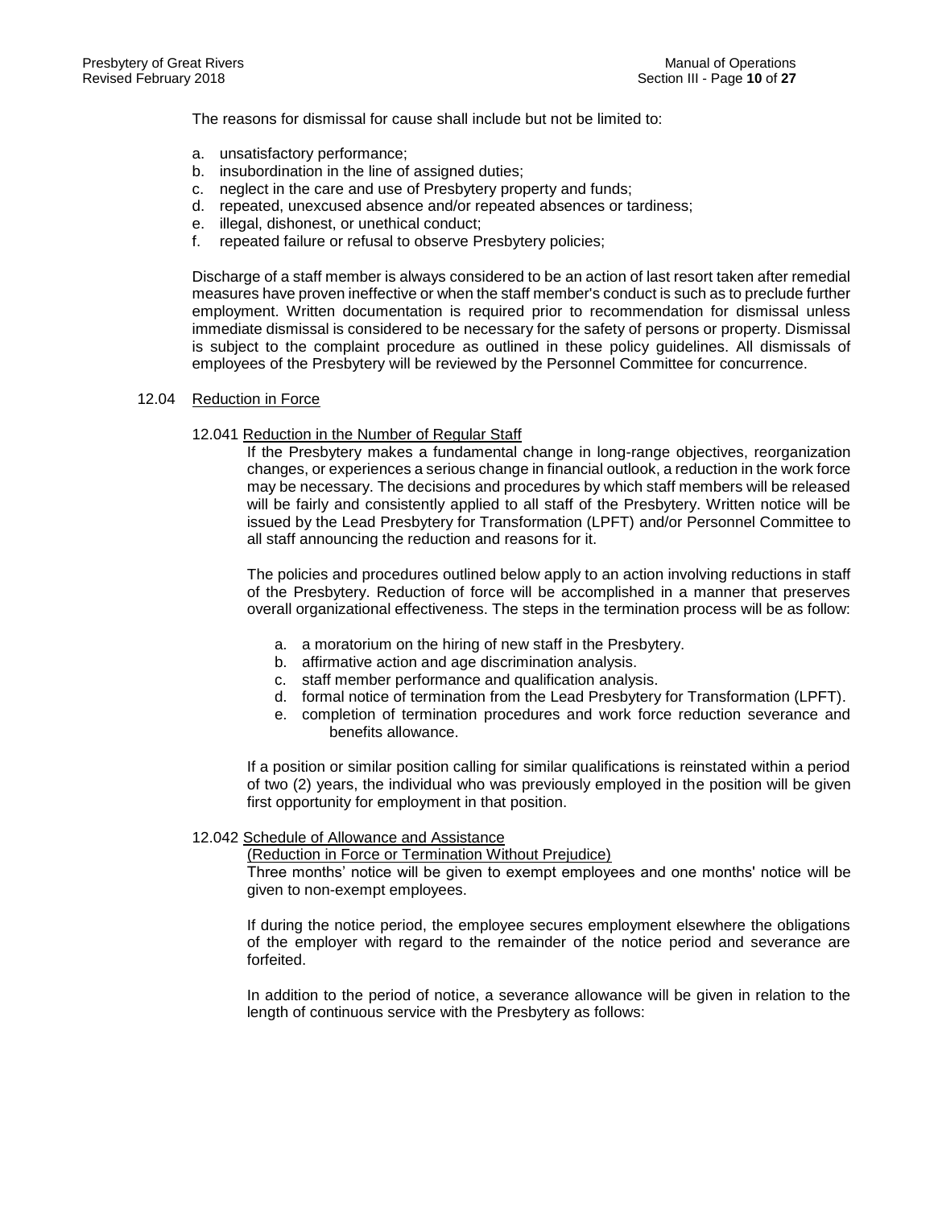The reasons for dismissal for cause shall include but not be limited to:

a. unsatisfactory performance;
b. insubordination in the line of assigned duties;
c. neglect in the care and use of Presbytery property and funds;
d. repeated, unexcused absence and/or repeated absences or tardiness;
e. illegal, dishonest, or unethical conduct;
f. repeated failure or refusal to observe Presbytery policies;

Discharge of a staff member is always considered to be an action of last resort taken after remedial measures have proven ineffective or when the staff member's conduct is such as to preclude further employment. Written documentation is required prior to recommendation for dismissal unless immediate dismissal is considered to be necessary for the safety of persons or property. Dismissal is subject to the complaint procedure as outlined in these policy guidelines. All dismissals of employees of the Presbytery will be reviewed by the Personnel Committee for concurrence.

### 12.04 Reduction in Force

#### 12.041 Reduction in the Number of Regular Staff

If the Presbytery makes a fundamental change in long-range objectives, reorganization changes, or experiences a serious change in financial outlook, a reduction in the work force may be necessary. The decisions and procedures by which staff members will be released will be fairly and consistently applied to all staff of the Presbytery. Written notice will be issued by the Lead Presbytery for Transformation (LPFT) and/or Personnel Committee to all staff announcing the reduction and reasons for it.

The policies and procedures outlined below apply to an action involving reductions in staff of the Presbytery. Reduction of force will be accomplished in a manner that preserves overall organizational effectiveness. The steps in the termination process will be as follow:

a. a moratorium on the hiring of new staff in the Presbytery.
b. affirmative action and age discrimination analysis.
c. staff member performance and qualification analysis.
d. formal notice of termination from the Lead Presbytery for Transformation (LPFT).
e. completion of termination procedures and work force reduction severance and benefits allowance.

If a position or similar position calling for similar qualifications is reinstated within a period of two (2) years, the individual who was previously employed in the position will be given first opportunity for employment in that position.

#### 12.042 Schedule of Allowance and Assistance

(Reduction in Force or Termination Without Prejudice)

Three months' notice will be given to exempt employees and one months' notice will be given to non-exempt employees.

If during the notice period, the employee secures employment elsewhere the obligations of the employer with regard to the remainder of the notice period and severance are forfeited.

In addition to the period of notice, a severance allowance will be given in relation to the length of continuous service with the Presbytery as follows: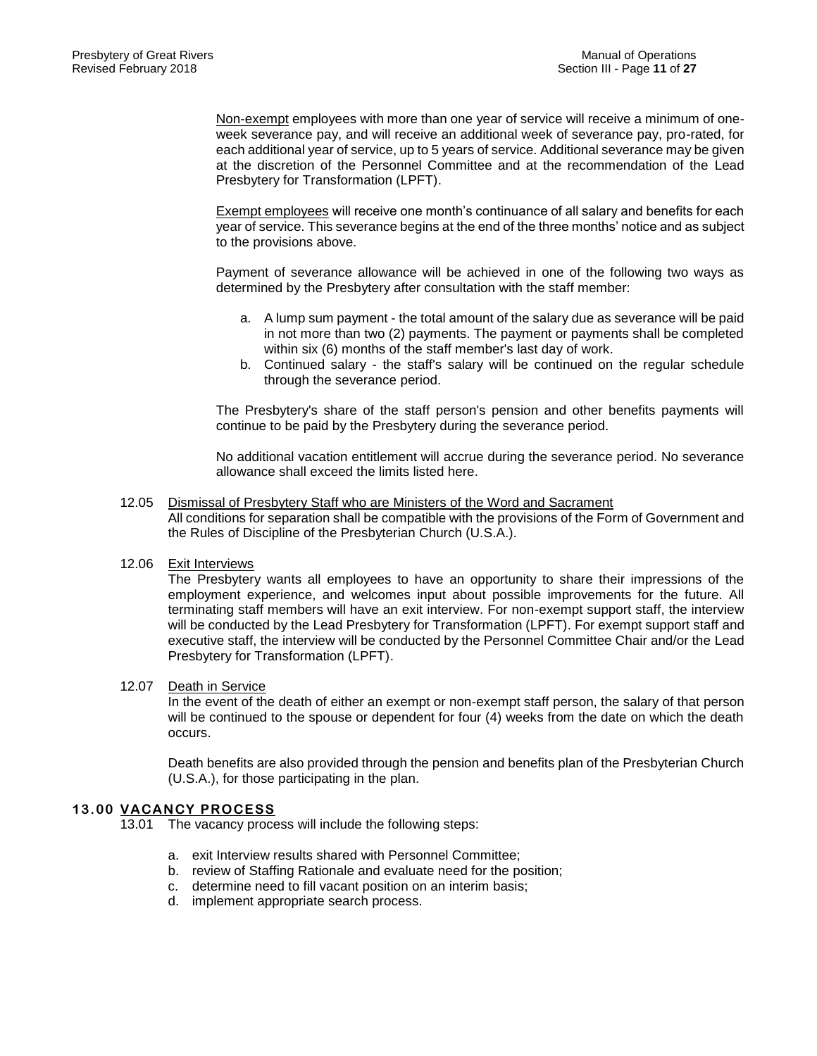Non-exempt employees with more than one year of service will receive a minimum of one-week severance pay, and will receive an additional week of severance pay, pro-rated, for each additional year of service, up to 5 years of service. Additional severance may be given at the discretion of the Personnel Committee and at the recommendation of the Lead Presbytery for Transformation (LPFT).

Exempt employees will receive one month's continuance of all salary and benefits for each year of service. This severance begins at the end of the three months' notice and as subject to the provisions above.

Payment of severance allowance will be achieved in one of the following two ways as determined by the Presbytery after consultation with the staff member:

a. A lump sum payment - the total amount of the salary due as severance will be paid in not more than two (2) payments. The payment or payments shall be completed within six (6) months of the staff member's last day of work.
b. Continued salary - the staff's salary will be continued on the regular schedule through the severance period.

The Presbytery's share of the staff person's pension and other benefits payments will continue to be paid by the Presbytery during the severance period.

No additional vacation entitlement will accrue during the severance period. No severance allowance shall exceed the limits listed here.

12.05 Dismissal of Presbytery Staff who are Ministers of the Word and Sacrament

All conditions for separation shall be compatible with the provisions of the Form of Government and the Rules of Discipline of the Presbyterian Church (U.S.A.).

12.06 Exit Interviews

The Presbytery wants all employees to have an opportunity to share their impressions of the employment experience, and welcomes input about possible improvements for the future. All terminating staff members will have an exit interview. For non-exempt support staff, the interview will be conducted by the Lead Presbytery for Transformation (LPFT). For exempt support staff and executive staff, the interview will be conducted by the Personnel Committee Chair and/or the Lead Presbytery for Transformation (LPFT).

12.07 Death in Service

In the event of the death of either an exempt or non-exempt staff person, the salary of that person will be continued to the spouse or dependent for four (4) weeks from the date on which the death occurs.

Death benefits are also provided through the pension and benefits plan of the Presbyterian Church (U.S.A.), for those participating in the plan.

## 13.00 VACANCY PROCESS

13.01 The vacancy process will include the following steps:

a. exit Interview results shared with Personnel Committee;
b. review of Staffing Rationale and evaluate need for the position;
c. determine need to fill vacant position on an interim basis;
d. implement appropriate search process.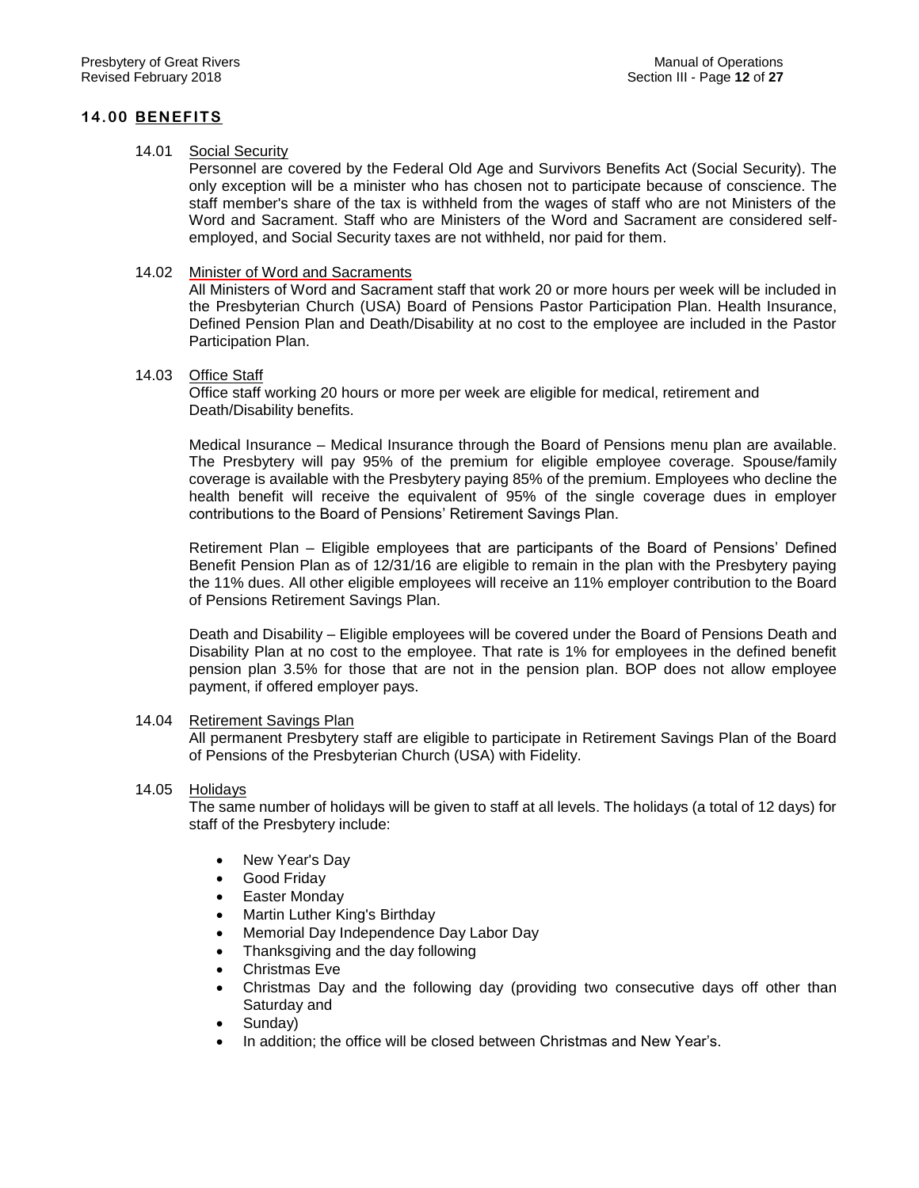## 14.00 BENEFITS

### 14.01 Social Security

Personnel are covered by the Federal Old Age and Survivors Benefits Act (Social Security). The only exception will be a minister who has chosen not to participate because of conscience. The staff member's share of the tax is withheld from the wages of staff who are not Ministers of the Word and Sacrament. Staff who are Ministers of the Word and Sacrament are considered self-employed, and Social Security taxes are not withheld, nor paid for them.

### 14.02 Minister of Word and Sacraments

All Ministers of Word and Sacrament staff that work 20 or more hours per week will be included in the Presbyterian Church (USA) Board of Pensions Pastor Participation Plan. Health Insurance, Defined Pension Plan and Death/Disability at no cost to the employee are included in the Pastor Participation Plan.

### 14.03 Office Staff

Office staff working 20 hours or more per week are eligible for medical, retirement and Death/Disability benefits.

Medical Insurance – Medical Insurance through the Board of Pensions menu plan are available. The Presbytery will pay 95% of the premium for eligible employee coverage. Spouse/family coverage is available with the Presbytery paying 85% of the premium. Employees who decline the health benefit will receive the equivalent of 95% of the single coverage dues in employer contributions to the Board of Pensions' Retirement Savings Plan.

Retirement Plan – Eligible employees that are participants of the Board of Pensions' Defined Benefit Pension Plan as of 12/31/16 are eligible to remain in the plan with the Presbytery paying the 11% dues. All other eligible employees will receive an 11% employer contribution to the Board of Pensions Retirement Savings Plan.

Death and Disability – Eligible employees will be covered under the Board of Pensions Death and Disability Plan at no cost to the employee. That rate is 1% for employees in the defined benefit pension plan 3.5% for those that are not in the pension plan. BOP does not allow employee payment, if offered employer pays.

### 14.04 Retirement Savings Plan

All permanent Presbytery staff are eligible to participate in Retirement Savings Plan of the Board of Pensions of the Presbyterian Church (USA) with Fidelity.

### 14.05 Holidays

The same number of holidays will be given to staff at all levels. The holidays (a total of 12 days) for staff of the Presbytery include:

- New Year's Day
- Good Friday
- Easter Monday
- Martin Luther King's Birthday
- Memorial Day Independence Day Labor Day
- Thanksgiving and the day following
- Christmas Eve
- Christmas Day and the following day (providing two consecutive days off other than Saturday and
- Sunday)
- In addition; the office will be closed between Christmas and New Year's.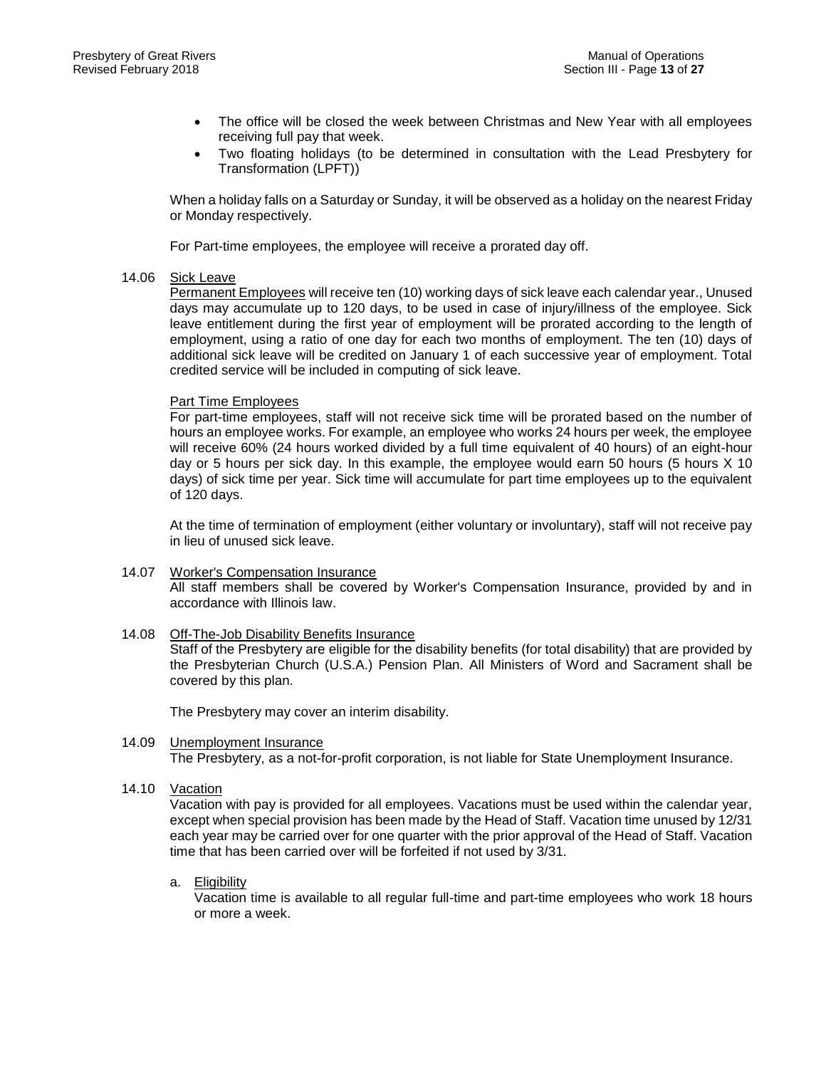- The office will be closed the week between Christmas and New Year with all employees receiving full pay that week.
- Two floating holidays (to be determined in consultation with the Lead Presbytery for Transformation (LPFT))

When a holiday falls on a Saturday or Sunday, it will be observed as a holiday on the nearest Friday or Monday respectively.

For Part-time employees, the employee will receive a prorated day off.

14.06 Sick Leave

Permanent Employees will receive ten (10) working days of sick leave each calendar year., Unused days may accumulate up to 120 days, to be used in case of injury/illness of the employee. Sick leave entitlement during the first year of employment will be prorated according to the length of employment, using a ratio of one day for each two months of employment. The ten (10) days of additional sick leave will be credited on January 1 of each successive year of employment. Total credited service will be included in computing of sick leave.

Part Time Employees

For part-time employees, staff will not receive sick time will be prorated based on the number of hours an employee works. For example, an employee who works 24 hours per week, the employee will receive 60% (24 hours worked divided by a full time equivalent of 40 hours) of an eight-hour day or 5 hours per sick day. In this example, the employee would earn 50 hours (5 hours X 10 days) of sick time per year. Sick time will accumulate for part time employees up to the equivalent of 120 days.

At the time of termination of employment (either voluntary or involuntary), staff will not receive pay in lieu of unused sick leave.

14.07 Worker's Compensation Insurance

All staff members shall be covered by Worker's Compensation Insurance, provided by and in accordance with Illinois law.

14.08 Off-The-Job Disability Benefits Insurance

Staff of the Presbytery are eligible for the disability benefits (for total disability) that are provided by the Presbyterian Church (U.S.A.) Pension Plan. All Ministers of Word and Sacrament shall be covered by this plan.

The Presbytery may cover an interim disability.

14.09 Unemployment Insurance

The Presbytery, as a not-for-profit corporation, is not liable for State Unemployment Insurance.

14.10 Vacation

Vacation with pay is provided for all employees. Vacations must be used within the calendar year, except when special provision has been made by the Head of Staff. Vacation time unused by 12/31 each year may be carried over for one quarter with the prior approval of the Head of Staff. Vacation time that has been carried over will be forfeited if not used by 3/31.

a. Eligibility

Vacation time is available to all regular full-time and part-time employees who work 18 hours or more a week.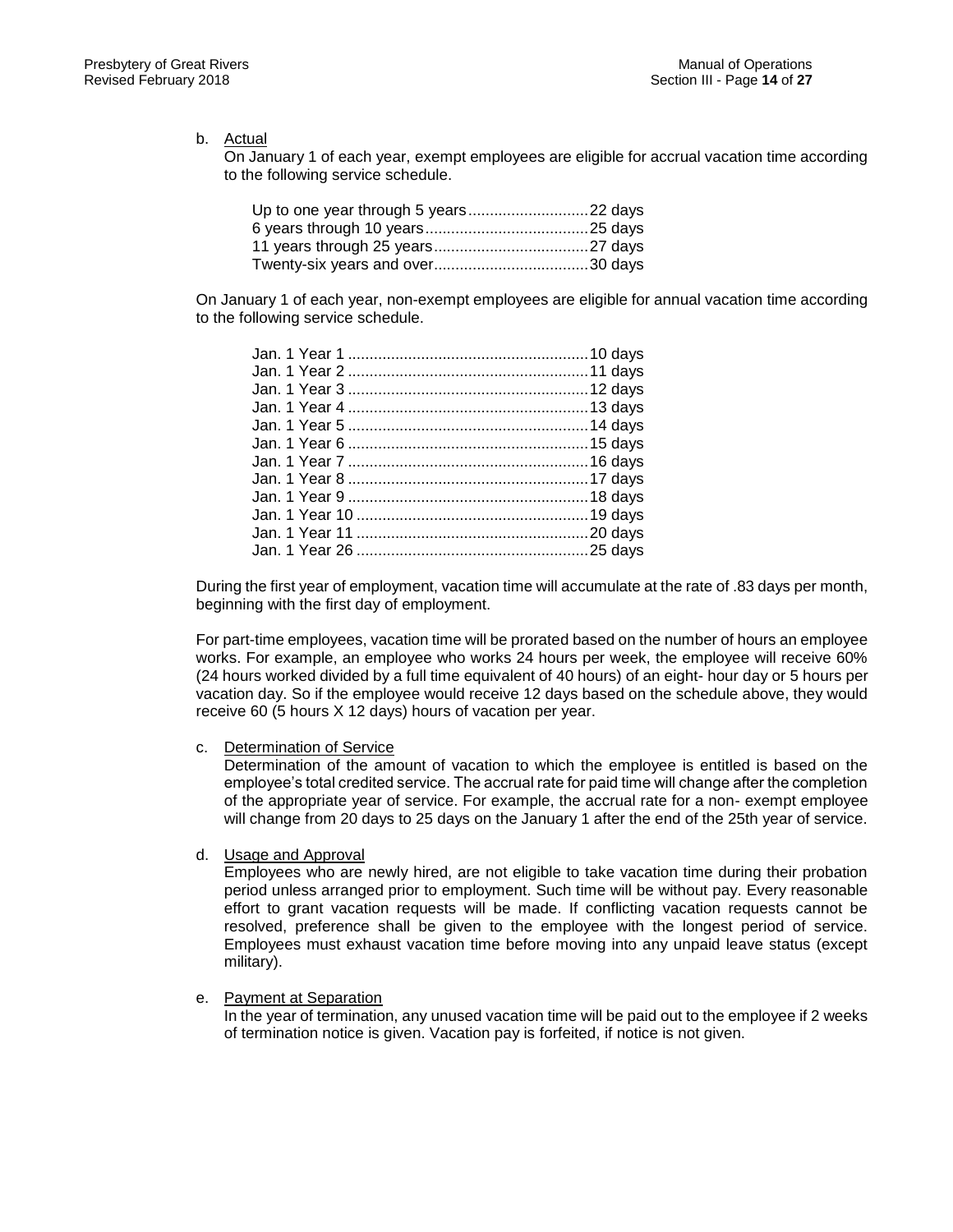b. Actual

On January 1 of each year, exempt employees are eligible for accrual vacation time according to the following service schedule.

| Service | Days |
| --- | --- |
| Up to one year through 5 years | 22 days |
| 6 years through 10 years | 25 days |
| 11 years through 25 years | 27 days |
| Twenty-six years and over | 30 days |

On January 1 of each year, non-exempt employees are eligible for annual vacation time according to the following service schedule.

| Service | Days |
| --- | --- |
| Jan. 1 Year 1 | 10 days |
| Jan. 1 Year 2 | 11 days |
| Jan. 1 Year 3 | 12 days |
| Jan. 1 Year 4 | 13 days |
| Jan. 1 Year 5 | 14 days |
| Jan. 1 Year 6 | 15 days |
| Jan. 1 Year 7 | 16 days |
| Jan. 1 Year 8 | 17 days |
| Jan. 1 Year 9 | 18 days |
| Jan. 1 Year 10 | 19 days |
| Jan. 1 Year 11 | 20 days |
| Jan. 1 Year 26 | 25 days |

During the first year of employment, vacation time will accumulate at the rate of .83 days per month, beginning with the first day of employment.

For part-time employees, vacation time will be prorated based on the number of hours an employee works. For example, an employee who works 24 hours per week, the employee will receive 60% (24 hours worked divided by a full time equivalent of 40 hours) of an eight- hour day or 5 hours per vacation day. So if the employee would receive 12 days based on the schedule above, they would receive 60 (5 hours X 12 days) hours of vacation per year.

c. Determination of Service

Determination of the amount of vacation to which the employee is entitled is based on the employee's total credited service. The accrual rate for paid time will change after the completion of the appropriate year of service. For example, the accrual rate for a non- exempt employee will change from 20 days to 25 days on the January 1 after the end of the 25th year of service.

d. Usage and Approval

Employees who are newly hired, are not eligible to take vacation time during their probation period unless arranged prior to employment. Such time will be without pay. Every reasonable effort to grant vacation requests will be made. If conflicting vacation requests cannot be resolved, preference shall be given to the employee with the longest period of service. Employees must exhaust vacation time before moving into any unpaid leave status (except military).

e. Payment at Separation

In the year of termination, any unused vacation time will be paid out to the employee if 2 weeks of termination notice is given. Vacation pay is forfeited, if notice is not given.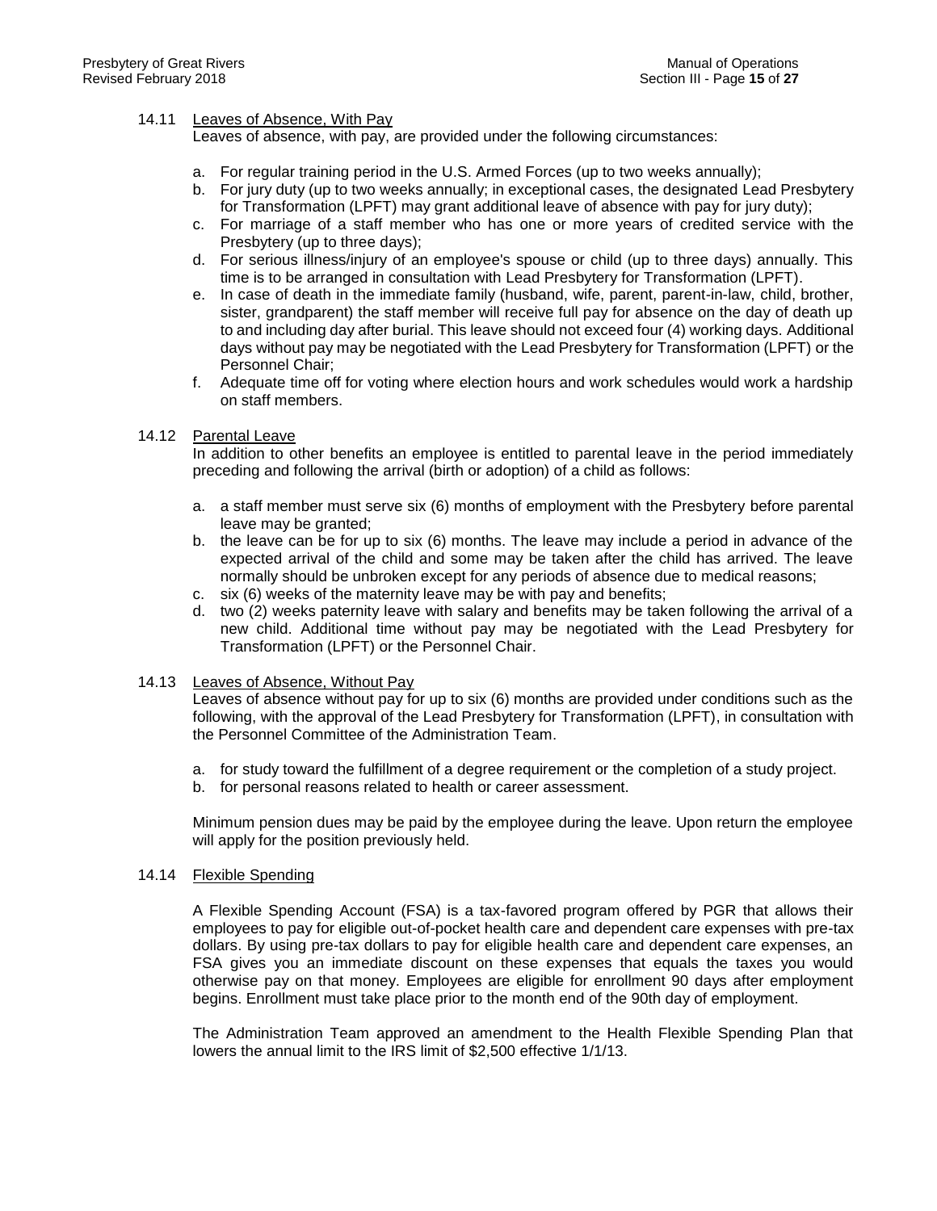### 14.11 Leaves of Absence, With Pay

Leaves of absence, with pay, are provided under the following circumstances:

a. For regular training period in the U.S. Armed Forces (up to two weeks annually);
b. For jury duty (up to two weeks annually; in exceptional cases, the designated Lead Presbytery for Transformation (LPFT) may grant additional leave of absence with pay for jury duty);
c. For marriage of a staff member who has one or more years of credited service with the Presbytery (up to three days);
d. For serious illness/injury of an employee's spouse or child (up to three days) annually. This time is to be arranged in consultation with Lead Presbytery for Transformation (LPFT).
e. In case of death in the immediate family (husband, wife, parent, parent-in-law, child, brother, sister, grandparent) the staff member will receive full pay for absence on the day of death up to and including day after burial. This leave should not exceed four (4) working days. Additional days without pay may be negotiated with the Lead Presbytery for Transformation (LPFT) or the Personnel Chair;
f. Adequate time off for voting where election hours and work schedules would work a hardship on staff members.

### 14.12 Parental Leave

In addition to other benefits an employee is entitled to parental leave in the period immediately preceding and following the arrival (birth or adoption) of a child as follows:

a. a staff member must serve six (6) months of employment with the Presbytery before parental leave may be granted;
b. the leave can be for up to six (6) months. The leave may include a period in advance of the expected arrival of the child and some may be taken after the child has arrived. The leave normally should be unbroken except for any periods of absence due to medical reasons;
c. six (6) weeks of the maternity leave may be with pay and benefits;
d. two (2) weeks paternity leave with salary and benefits may be taken following the arrival of a new child. Additional time without pay may be negotiated with the Lead Presbytery for Transformation (LPFT) or the Personnel Chair.

### 14.13 Leaves of Absence, Without Pay

Leaves of absence without pay for up to six (6) months are provided under conditions such as the following, with the approval of the Lead Presbytery for Transformation (LPFT), in consultation with the Personnel Committee of the Administration Team.

a. for study toward the fulfillment of a degree requirement or the completion of a study project.
b. for personal reasons related to health or career assessment.

Minimum pension dues may be paid by the employee during the leave. Upon return the employee will apply for the position previously held.

### 14.14 Flexible Spending

A Flexible Spending Account (FSA) is a tax-favored program offered by PGR that allows their employees to pay for eligible out-of-pocket health care and dependent care expenses with pre-tax dollars. By using pre-tax dollars to pay for eligible health care and dependent care expenses, an FSA gives you an immediate discount on these expenses that equals the taxes you would otherwise pay on that money. Employees are eligible for enrollment 90 days after employment begins. Enrollment must take place prior to the month end of the 90th day of employment.

The Administration Team approved an amendment to the Health Flexible Spending Plan that lowers the annual limit to the IRS limit of $2,500 effective 1/1/13.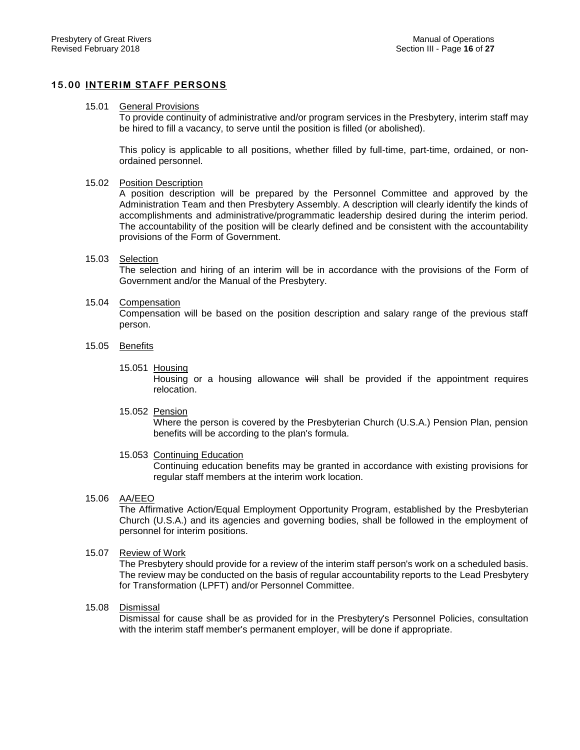## 15.00 INTERIM STAFF PERSONS

15.01 General Provisions

To provide continuity of administrative and/or program services in the Presbytery, interim staff may be hired to fill a vacancy, to serve until the position is filled (or abolished).

This policy is applicable to all positions, whether filled by full-time, part-time, ordained, or non-ordained personnel.

15.02 Position Description

A position description will be prepared by the Personnel Committee and approved by the Administration Team and then Presbytery Assembly. A description will clearly identify the kinds of accomplishments and administrative/programmatic leadership desired during the interim period. The accountability of the position will be clearly defined and be consistent with the accountability provisions of the Form of Government.

15.03 Selection

The selection and hiring of an interim will be in accordance with the provisions of the Form of Government and/or the Manual of the Presbytery.

15.04 Compensation

Compensation will be based on the position description and salary range of the previous staff person.

15.05 Benefits

15.051 Housing

Housing or a housing allowance ~~will~~ shall be provided if the appointment requires relocation.

15.052 Pension

Where the person is covered by the Presbyterian Church (U.S.A.) Pension Plan, pension benefits will be according to the plan's formula.

15.053 Continuing Education

Continuing education benefits may be granted in accordance with existing provisions for regular staff members at the interim work location.

15.06 AA/EEO

The Affirmative Action/Equal Employment Opportunity Program, established by the Presbyterian Church (U.S.A.) and its agencies and governing bodies, shall be followed in the employment of personnel for interim positions.

15.07 Review of Work

The Presbytery should provide for a review of the interim staff person's work on a scheduled basis. The review may be conducted on the basis of regular accountability reports to the Lead Presbytery for Transformation (LPFT) and/or Personnel Committee.

15.08 Dismissal

Dismissal for cause shall be as provided for in the Presbytery's Personnel Policies, consultation with the interim staff member's permanent employer, will be done if appropriate.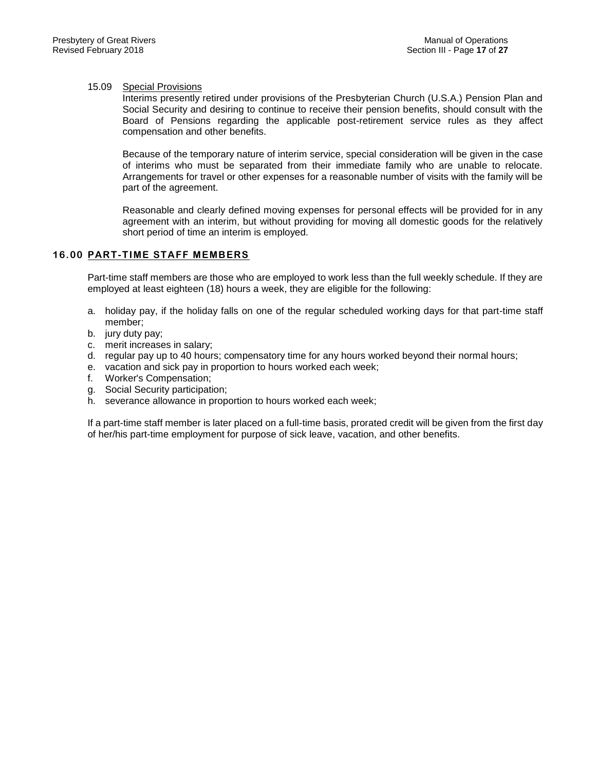### 15.09 Special Provisions

Interims presently retired under provisions of the Presbyterian Church (U.S.A.) Pension Plan and Social Security and desiring to continue to receive their pension benefits, should consult with the Board of Pensions regarding the applicable post-retirement service rules as they affect compensation and other benefits.

Because of the temporary nature of interim service, special consideration will be given in the case of interims who must be separated from their immediate family who are unable to relocate. Arrangements for travel or other expenses for a reasonable number of visits with the family will be part of the agreement.

Reasonable and clearly defined moving expenses for personal effects will be provided for in any agreement with an interim, but without providing for moving all domestic goods for the relatively short period of time an interim is employed.

## 16.00 PART-TIME STAFF MEMBERS

Part-time staff members are those who are employed to work less than the full weekly schedule. If they are employed at least eighteen (18) hours a week, they are eligible for the following:

a. holiday pay, if the holiday falls on one of the regular scheduled working days for that part-time staff member;
b. jury duty pay;
c. merit increases in salary;
d. regular pay up to 40 hours; compensatory time for any hours worked beyond their normal hours;
e. vacation and sick pay in proportion to hours worked each week;
f. Worker's Compensation;
g. Social Security participation;
h. severance allowance in proportion to hours worked each week;

If a part-time staff member is later placed on a full-time basis, prorated credit will be given from the first day of her/his part-time employment for purpose of sick leave, vacation, and other benefits.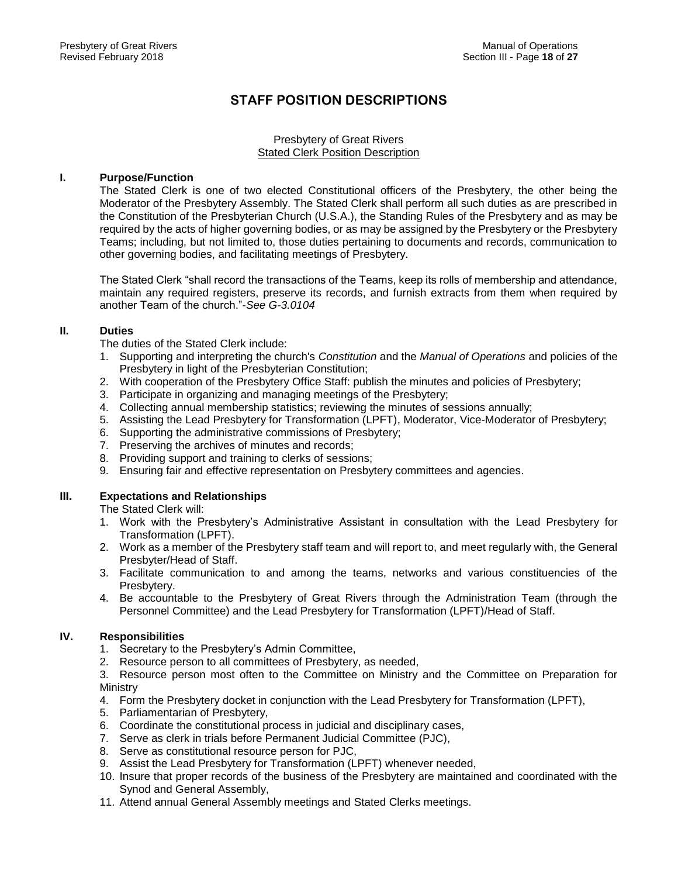# STAFF POSITION DESCRIPTIONS

Presbytery of Great Rivers
Stated Clerk Position Description

## I. Purpose/Function

The Stated Clerk is one of two elected Constitutional officers of the Presbytery, the other being the Moderator of the Presbytery Assembly. The Stated Clerk shall perform all such duties as are prescribed in the Constitution of the Presbyterian Church (U.S.A.), the Standing Rules of the Presbytery and as may be required by the acts of higher governing bodies, or as may be assigned by the Presbytery or the Presbytery Teams; including, but not limited to, those duties pertaining to documents and records, communication to other governing bodies, and facilitating meetings of Presbytery.

The Stated Clerk "shall record the transactions of the Teams, keep its rolls of membership and attendance, maintain any required registers, preserve its records, and furnish extracts from them when required by another Team of the church."-*See G-3.0104*

## II. Duties

The duties of the Stated Clerk include:

1. Supporting and interpreting the church's *Constitution* and the *Manual of Operations* and policies of the Presbytery in light of the Presbyterian Constitution;
2. With cooperation of the Presbytery Office Staff: publish the minutes and policies of Presbytery;
3. Participate in organizing and managing meetings of the Presbytery;
4. Collecting annual membership statistics; reviewing the minutes of sessions annually;
5. Assisting the Lead Presbytery for Transformation (LPFT), Moderator, Vice-Moderator of Presbytery;
6. Supporting the administrative commissions of Presbytery;
7. Preserving the archives of minutes and records;
8. Providing support and training to clerks of sessions;
9. Ensuring fair and effective representation on Presbytery committees and agencies.

## III. Expectations and Relationships

The Stated Clerk will:

1. Work with the Presbytery's Administrative Assistant in consultation with the Lead Presbytery for Transformation (LPFT).
2. Work as a member of the Presbytery staff team and will report to, and meet regularly with, the General Presbyter/Head of Staff.
3. Facilitate communication to and among the teams, networks and various constituencies of the Presbytery.
4. Be accountable to the Presbytery of Great Rivers through the Administration Team (through the Personnel Committee) and the Lead Presbytery for Transformation (LPFT)/Head of Staff.

## IV. Responsibilities

1. Secretary to the Presbytery's Admin Committee,
2. Resource person to all committees of Presbytery, as needed,
3. Resource person most often to the Committee on Ministry and the Committee on Preparation for Ministry
4. Form the Presbytery docket in conjunction with the Lead Presbytery for Transformation (LPFT),
5. Parliamentarian of Presbytery,
6. Coordinate the constitutional process in judicial and disciplinary cases,
7. Serve as clerk in trials before Permanent Judicial Committee (PJC),
8. Serve as constitutional resource person for PJC,
9. Assist the Lead Presbytery for Transformation (LPFT) whenever needed,
10. Insure that proper records of the business of the Presbytery are maintained and coordinated with the Synod and General Assembly,
11. Attend annual General Assembly meetings and Stated Clerks meetings.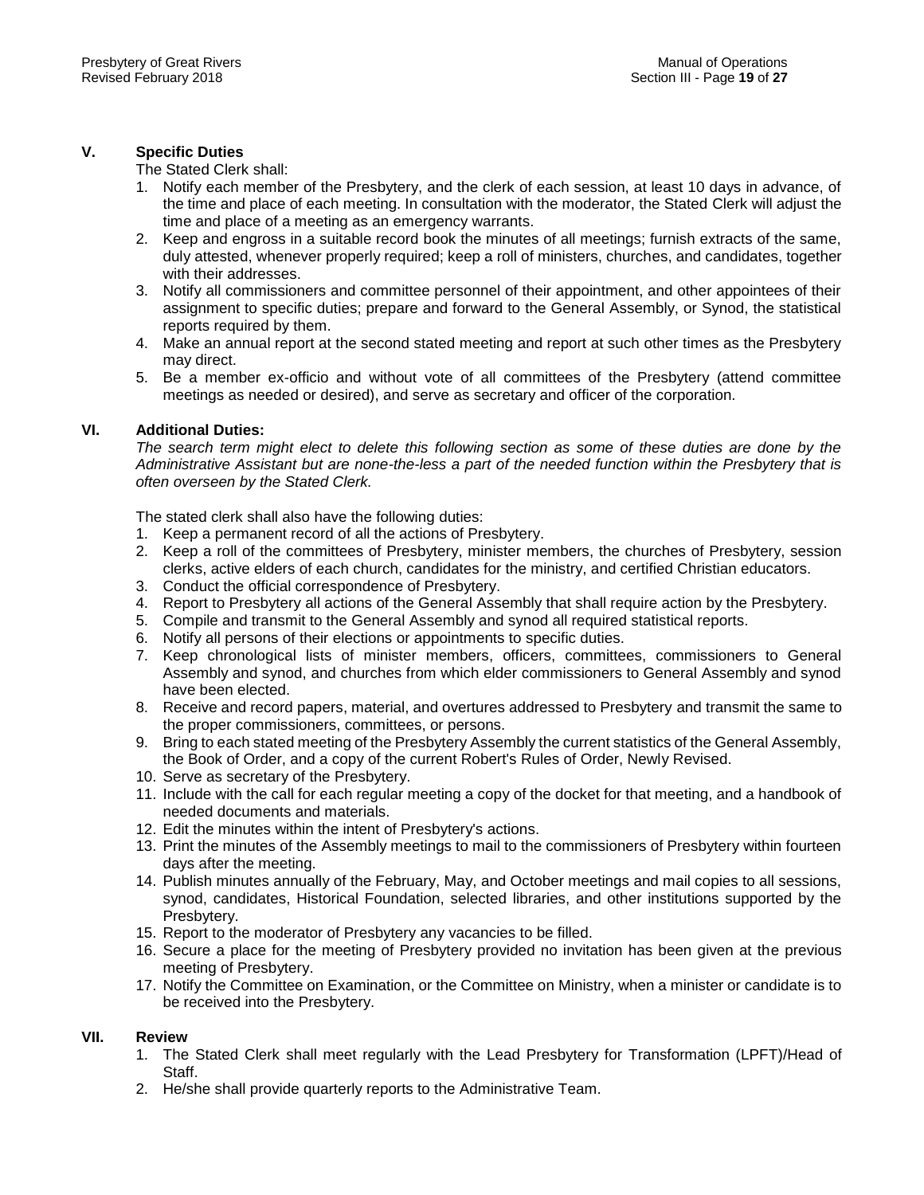## V. Specific Duties

The Stated Clerk shall:

1. Notify each member of the Presbytery, and the clerk of each session, at least 10 days in advance, of the time and place of each meeting. In consultation with the moderator, the Stated Clerk will adjust the time and place of a meeting as an emergency warrants.
2. Keep and engross in a suitable record book the minutes of all meetings; furnish extracts of the same, duly attested, whenever properly required; keep a roll of ministers, churches, and candidates, together with their addresses.
3. Notify all commissioners and committee personnel of their appointment, and other appointees of their assignment to specific duties; prepare and forward to the General Assembly, or Synod, the statistical reports required by them.
4. Make an annual report at the second stated meeting and report at such other times as the Presbytery may direct.
5. Be a member ex-officio and without vote of all committees of the Presbytery (attend committee meetings as needed or desired), and serve as secretary and officer of the corporation.

## VI. Additional Duties:

*The search term might elect to delete this following section as some of these duties are done by the Administrative Assistant but are none-the-less a part of the needed function within the Presbytery that is often overseen by the Stated Clerk.*

The stated clerk shall also have the following duties:

1. Keep a permanent record of all the actions of Presbytery.
2. Keep a roll of the committees of Presbytery, minister members, the churches of Presbytery, session clerks, active elders of each church, candidates for the ministry, and certified Christian educators.
3. Conduct the official correspondence of Presbytery.
4. Report to Presbytery all actions of the General Assembly that shall require action by the Presbytery.
5. Compile and transmit to the General Assembly and synod all required statistical reports.
6. Notify all persons of their elections or appointments to specific duties.
7. Keep chronological lists of minister members, officers, committees, commissioners to General Assembly and synod, and churches from which elder commissioners to General Assembly and synod have been elected.
8. Receive and record papers, material, and overtures addressed to Presbytery and transmit the same to the proper commissioners, committees, or persons.
9. Bring to each stated meeting of the Presbytery Assembly the current statistics of the General Assembly, the Book of Order, and a copy of the current Robert's Rules of Order, Newly Revised.
10. Serve as secretary of the Presbytery.
11. Include with the call for each regular meeting a copy of the docket for that meeting, and a handbook of needed documents and materials.
12. Edit the minutes within the intent of Presbytery's actions.
13. Print the minutes of the Assembly meetings to mail to the commissioners of Presbytery within fourteen days after the meeting.
14. Publish minutes annually of the February, May, and October meetings and mail copies to all sessions, synod, candidates, Historical Foundation, selected libraries, and other institutions supported by the Presbytery.
15. Report to the moderator of Presbytery any vacancies to be filled.
16. Secure a place for the meeting of Presbytery provided no invitation has been given at the previous meeting of Presbytery.
17. Notify the Committee on Examination, or the Committee on Ministry, when a minister or candidate is to be received into the Presbytery.

## VII. Review

1. The Stated Clerk shall meet regularly with the Lead Presbytery for Transformation (LPFT)/Head of Staff.
2. He/she shall provide quarterly reports to the Administrative Team.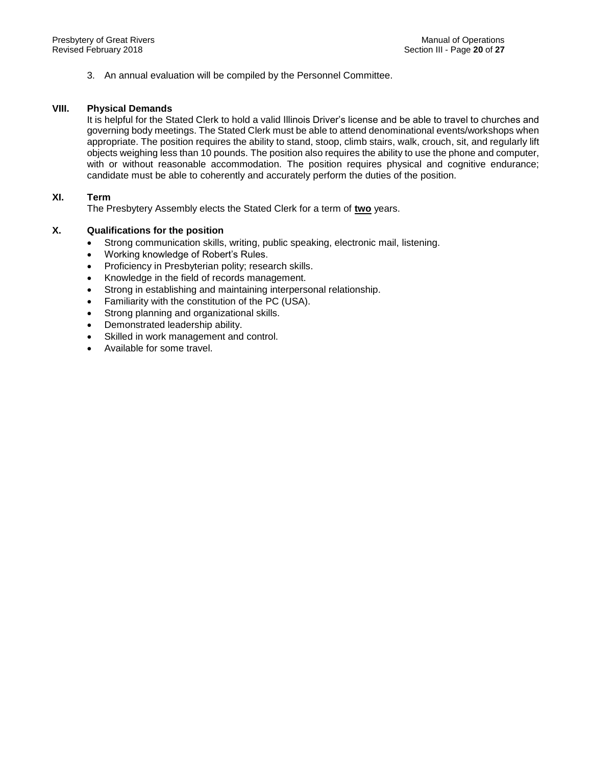3. An annual evaluation will be compiled by the Personnel Committee.

## VIII. Physical Demands

It is helpful for the Stated Clerk to hold a valid Illinois Driver's license and be able to travel to churches and governing body meetings. The Stated Clerk must be able to attend denominational events/workshops when appropriate. The position requires the ability to stand, stoop, climb stairs, walk, crouch, sit, and regularly lift objects weighing less than 10 pounds. The position also requires the ability to use the phone and computer, with or without reasonable accommodation. The position requires physical and cognitive endurance; candidate must be able to coherently and accurately perform the duties of the position.

## XI. Term

The Presbytery Assembly elects the Stated Clerk for a term of **two** years.

## X. Qualifications for the position

- Strong communication skills, writing, public speaking, electronic mail, listening.
- Working knowledge of Robert's Rules.
- Proficiency in Presbyterian polity; research skills.
- Knowledge in the field of records management.
- Strong in establishing and maintaining interpersonal relationship.
- Familiarity with the constitution of the PC (USA).
- Strong planning and organizational skills.
- Demonstrated leadership ability.
- Skilled in work management and control.
- Available for some travel.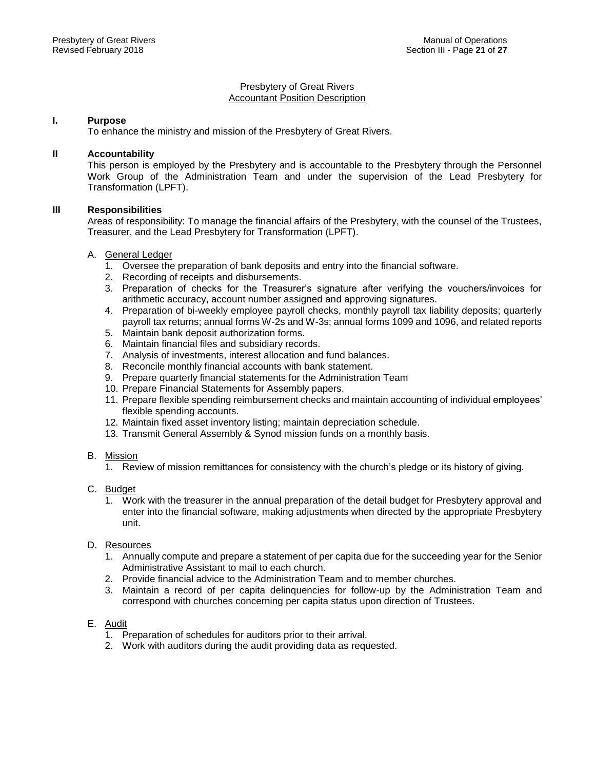Presbytery of Great Rivers
Accountant Position Description

**I. Purpose**

To enhance the ministry and mission of the Presbytery of Great Rivers.

**II Accountability**

This person is employed by the Presbytery and is accountable to the Presbytery through the Personnel Work Group of the Administration Team and under the supervision of the Lead Presbytery for Transformation (LPFT).

**III Responsibilities**

Areas of responsibility: To manage the financial affairs of the Presbytery, with the counsel of the Trustees, Treasurer, and the Lead Presbytery for Transformation (LPFT).

A. General Ledger
1. Oversee the preparation of bank deposits and entry into the financial software.
2. Recording of receipts and disbursements.
3. Preparation of checks for the Treasurer's signature after verifying the vouchers/invoices for arithmetic accuracy, account number assigned and approving signatures.
4. Preparation of bi-weekly employee payroll checks, monthly payroll tax liability deposits; quarterly payroll tax returns; annual forms W-2s and W-3s; annual forms 1099 and 1096, and related reports
5. Maintain bank deposit authorization forms.
6. Maintain financial files and subsidiary records.
7. Analysis of investments, interest allocation and fund balances.
8. Reconcile monthly financial accounts with bank statement.
9. Prepare quarterly financial statements for the Administration Team
10. Prepare Financial Statements for Assembly papers.
11. Prepare flexible spending reimbursement checks and maintain accounting of individual employees' flexible spending accounts.
12. Maintain fixed asset inventory listing; maintain depreciation schedule.
13. Transmit General Assembly & Synod mission funds on a monthly basis.

B. Mission
1. Review of mission remittances for consistency with the church's pledge or its history of giving.

C. Budget
1. Work with the treasurer in the annual preparation of the detail budget for Presbytery approval and enter into the financial software, making adjustments when directed by the appropriate Presbytery unit.

D. Resources
1. Annually compute and prepare a statement of per capita due for the succeeding year for the Senior Administrative Assistant to mail to each church.
2. Provide financial advice to the Administration Team and to member churches.
3. Maintain a record of per capita delinquencies for follow-up by the Administration Team and correspond with churches concerning per capita status upon direction of Trustees.

E. Audit
1. Preparation of schedules for auditors prior to their arrival.
2. Work with auditors during the audit providing data as requested.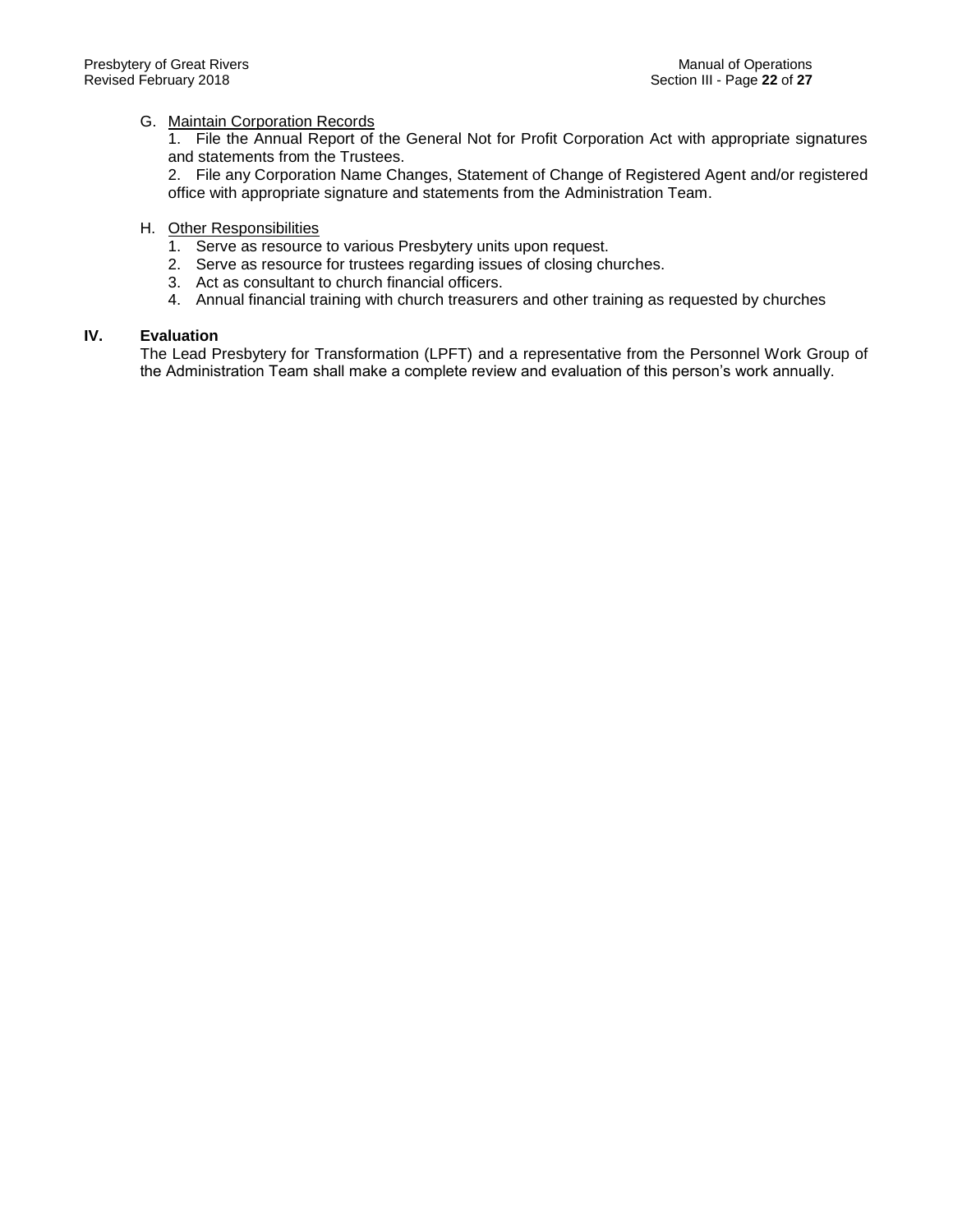G. Maintain Corporation Records

1. File the Annual Report of the General Not for Profit Corporation Act with appropriate signatures and statements from the Trustees.
2. File any Corporation Name Changes, Statement of Change of Registered Agent and/or registered office with appropriate signature and statements from the Administration Team.

H. Other Responsibilities

1. Serve as resource to various Presbytery units upon request.
2. Serve as resource for trustees regarding issues of closing churches.
3. Act as consultant to church financial officers.
4. Annual financial training with church treasurers and other training as requested by churches

## IV. Evaluation

The Lead Presbytery for Transformation (LPFT) and a representative from the Personnel Work Group of the Administration Team shall make a complete review and evaluation of this person's work annually.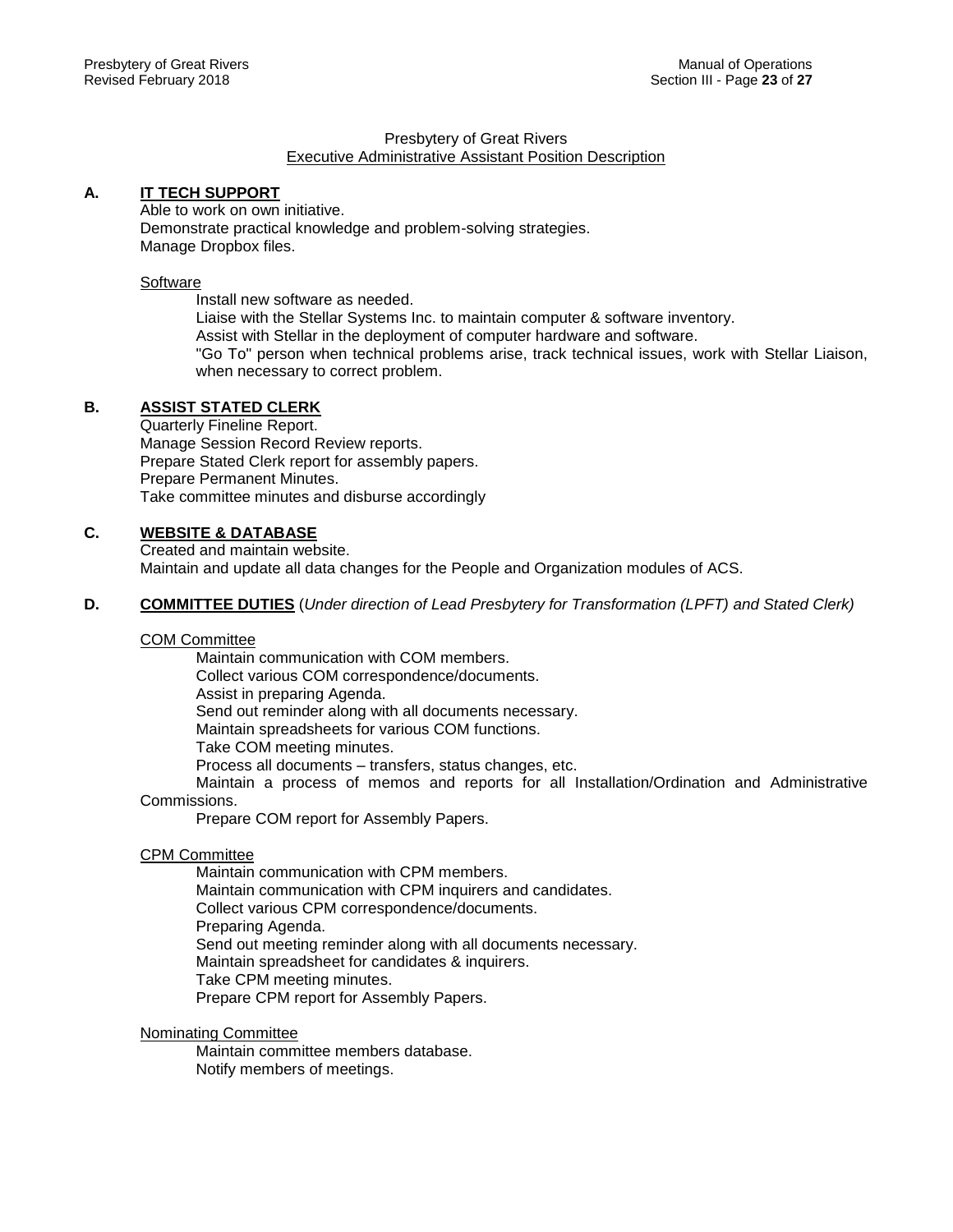Presbytery of Great Rivers

Executive Administrative Assistant Position Description

## A. IT TECH SUPPORT

Able to work on own initiative.
Demonstrate practical knowledge and problem-solving strategies.
Manage Dropbox files.

Software

Install new software as needed.
Liaise with the Stellar Systems Inc. to maintain computer & software inventory.
Assist with Stellar in the deployment of computer hardware and software.
"Go To" person when technical problems arise, track technical issues, work with Stellar Liaison, when necessary to correct problem.

## B. ASSIST STATED CLERK

Quarterly Fineline Report.
Manage Session Record Review reports.
Prepare Stated Clerk report for assembly papers.
Prepare Permanent Minutes.
Take committee minutes and disburse accordingly

## C. WEBSITE & DATABASE

Created and maintain website.
Maintain and update all data changes for the People and Organization modules of ACS.

## D. COMMITTEE DUTIES (*Under direction of Lead Presbytery for Transformation (LPFT) and Stated Clerk)*

COM Committee

Maintain communication with COM members.
Collect various COM correspondence/documents.
Assist in preparing Agenda.
Send out reminder along with all documents necessary.
Maintain spreadsheets for various COM functions.
Take COM meeting minutes.
Process all documents – transfers, status changes, etc.
Maintain a process of memos and reports for all Installation/Ordination and Administrative Commissions.
Prepare COM report for Assembly Papers.

CPM Committee

Maintain communication with CPM members.
Maintain communication with CPM inquirers and candidates.
Collect various CPM correspondence/documents.
Preparing Agenda.
Send out meeting reminder along with all documents necessary.
Maintain spreadsheet for candidates & inquirers.
Take CPM meeting minutes.
Prepare CPM report for Assembly Papers.

Nominating Committee

Maintain committee members database.
Notify members of meetings.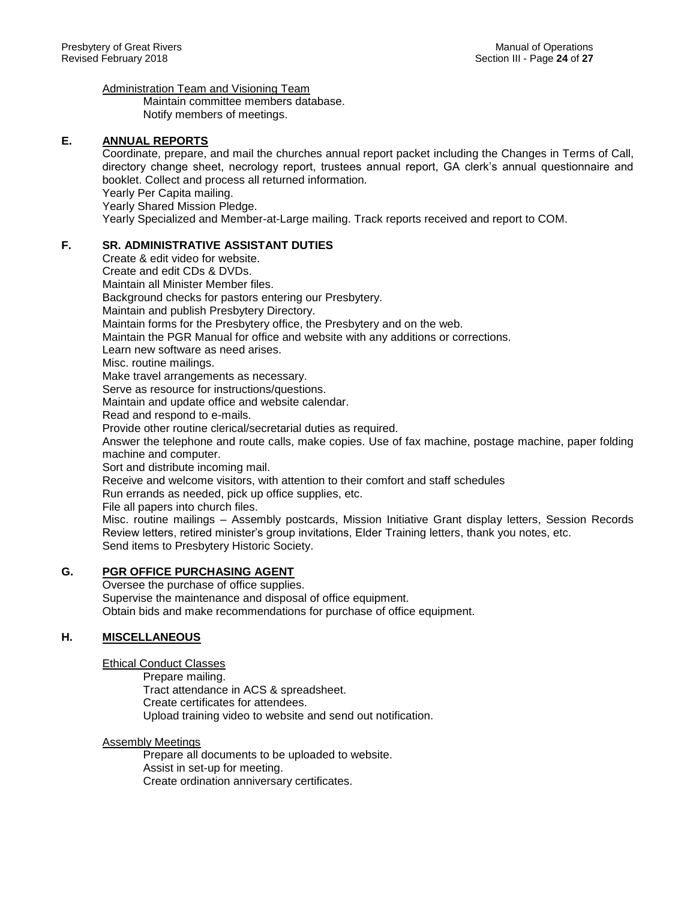Administration Team and Visioning Team

Maintain committee members database.
Notify members of meetings.

## E. ANNUAL REPORTS

Coordinate, prepare, and mail the churches annual report packet including the Changes in Terms of Call, directory change sheet, necrology report, trustees annual report, GA clerk's annual questionnaire and booklet. Collect and process all returned information.
Yearly Per Capita mailing.
Yearly Shared Mission Pledge.
Yearly Specialized and Member-at-Large mailing. Track reports received and report to COM.

## F. SR. ADMINISTRATIVE ASSISTANT DUTIES

Create & edit video for website.
Create and edit CDs & DVDs.
Maintain all Minister Member files.
Background checks for pastors entering our Presbytery.
Maintain and publish Presbytery Directory.
Maintain forms for the Presbytery office, the Presbytery and on the web.
Maintain the PGR Manual for office and website with any additions or corrections.
Learn new software as need arises.
Misc. routine mailings.
Make travel arrangements as necessary.
Serve as resource for instructions/questions.
Maintain and update office and website calendar.
Read and respond to e-mails.
Provide other routine clerical/secretarial duties as required.
Answer the telephone and route calls, make copies. Use of fax machine, postage machine, paper folding machine and computer.
Sort and distribute incoming mail.
Receive and welcome visitors, with attention to their comfort and staff schedules
Run errands as needed, pick up office supplies, etc.
File all papers into church files.
Misc. routine mailings – Assembly postcards, Mission Initiative Grant display letters, Session Records Review letters, retired minister's group invitations, Elder Training letters, thank you notes, etc.
Send items to Presbytery Historic Society.

## G. PGR OFFICE PURCHASING AGENT

Oversee the purchase of office supplies.
Supervise the maintenance and disposal of office equipment.
Obtain bids and make recommendations for purchase of office equipment.

## H. MISCELLANEOUS

Ethical Conduct Classes

Prepare mailing.
Tract attendance in ACS & spreadsheet.
Create certificates for attendees.
Upload training video to website and send out notification.

Assembly Meetings

Prepare all documents to be uploaded to website.
Assist in set-up for meeting.
Create ordination anniversary certificates.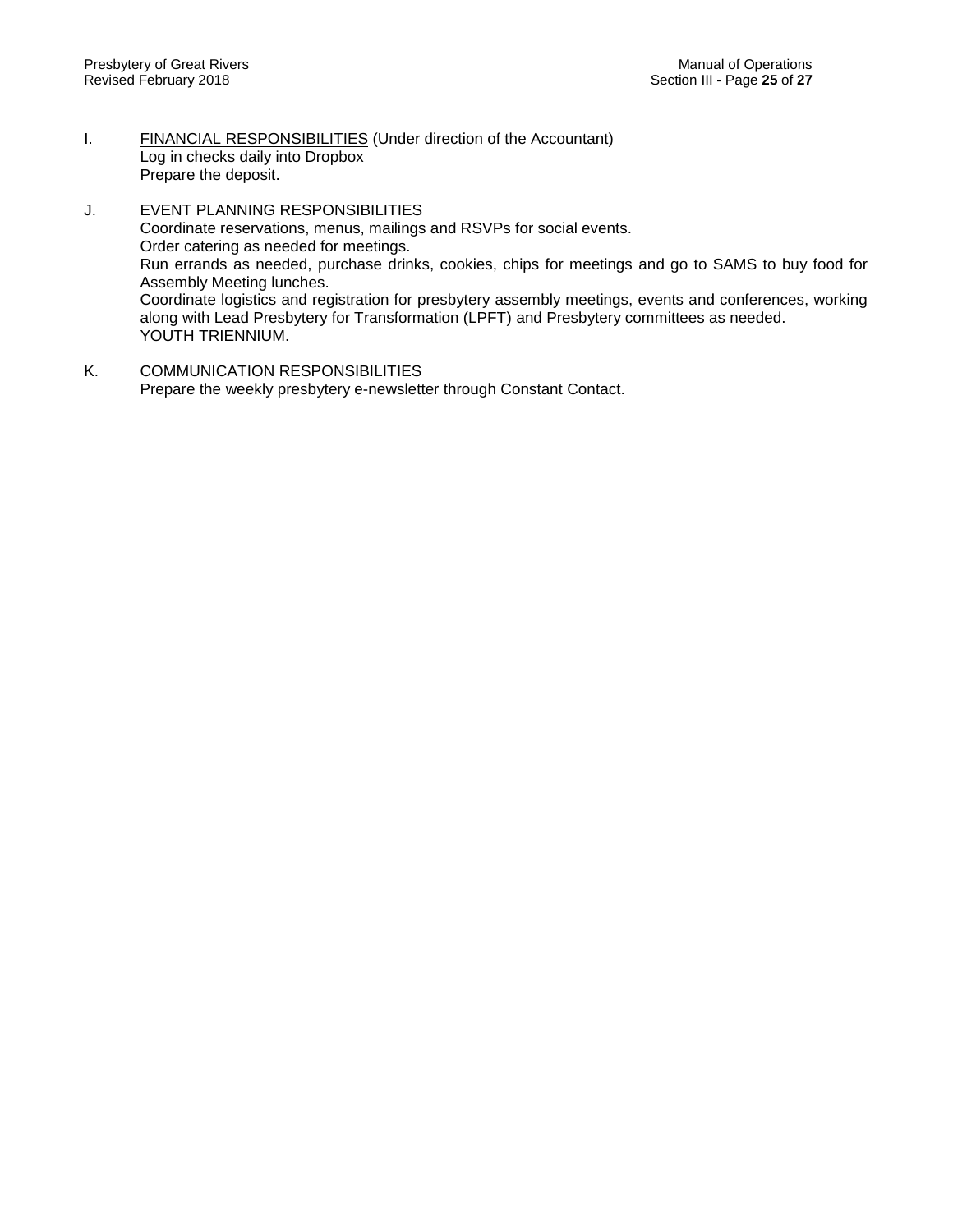I. <u>FINANCIAL RESPONSIBILITIES</u> (Under direction of the Accountant)
   Log in checks daily into Dropbox
   Prepare the deposit.

J. <u>EVENT PLANNING RESPONSIBILITIES</u>
   Coordinate reservations, menus, mailings and RSVPs for social events.
   Order catering as needed for meetings.
   Run errands as needed, purchase drinks, cookies, chips for meetings and go to SAMS to buy food for Assembly Meeting lunches.
   Coordinate logistics and registration for presbytery assembly meetings, events and conferences, working along with Lead Presbytery for Transformation (LPFT) and Presbytery committees as needed.
   YOUTH TRIENNIUM.

K. <u>COMMUNICATION RESPONSIBILITIES</u>
   Prepare the weekly presbytery e-newsletter through Constant Contact.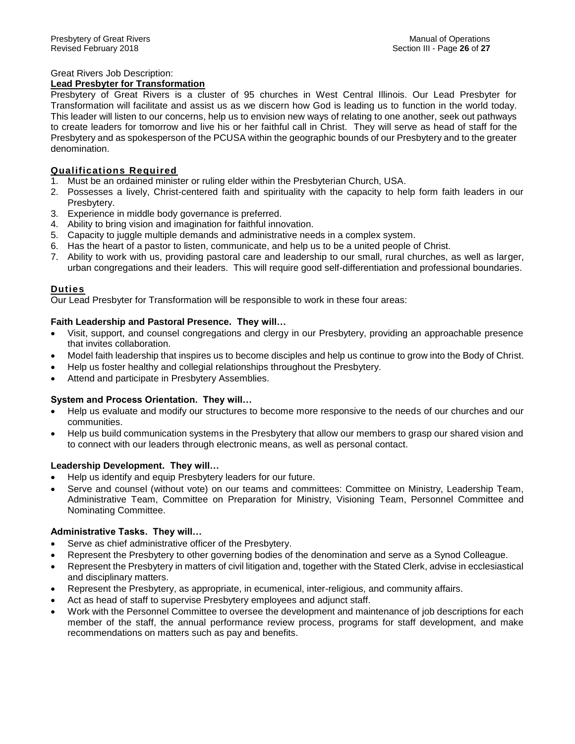Great Rivers Job Description:

**Lead Presbyter for Transformation**

Presbytery of Great Rivers is a cluster of 95 churches in West Central Illinois. Our Lead Presbyter for Transformation will facilitate and assist us as we discern how God is leading us to function in the world today. This leader will listen to our concerns, help us to envision new ways of relating to one another, seek out pathways to create leaders for tomorrow and live his or her faithful call in Christ. They will serve as head of staff for the Presbytery and as spokesperson of the PCUSA within the geographic bounds of our Presbytery and to the greater denomination.

## Qualifications Required

1. Must be an ordained minister or ruling elder within the Presbyterian Church, USA.
2. Possesses a lively, Christ-centered faith and spirituality with the capacity to help form faith leaders in our Presbytery.
3. Experience in middle body governance is preferred.
4. Ability to bring vision and imagination for faithful innovation.
5. Capacity to juggle multiple demands and administrative needs in a complex system.
6. Has the heart of a pastor to listen, communicate, and help us to be a united people of Christ.
7. Ability to work with us, providing pastoral care and leadership to our small, rural churches, as well as larger, urban congregations and their leaders. This will require good self-differentiation and professional boundaries.

## Duties

Our Lead Presbyter for Transformation will be responsible to work in these four areas:

### Faith Leadership and Pastoral Presence. They will…

- Visit, support, and counsel congregations and clergy in our Presbytery, providing an approachable presence that invites collaboration.
- Model faith leadership that inspires us to become disciples and help us continue to grow into the Body of Christ.
- Help us foster healthy and collegial relationships throughout the Presbytery.
- Attend and participate in Presbytery Assemblies.

### System and Process Orientation. They will…

- Help us evaluate and modify our structures to become more responsive to the needs of our churches and our communities.
- Help us build communication systems in the Presbytery that allow our members to grasp our shared vision and to connect with our leaders through electronic means, as well as personal contact.

### Leadership Development. They will…

- Help us identify and equip Presbytery leaders for our future.
- Serve and counsel (without vote) on our teams and committees: Committee on Ministry, Leadership Team, Administrative Team, Committee on Preparation for Ministry, Visioning Team, Personnel Committee and Nominating Committee.

### Administrative Tasks. They will…

- Serve as chief administrative officer of the Presbytery.
- Represent the Presbytery to other governing bodies of the denomination and serve as a Synod Colleague.
- Represent the Presbytery in matters of civil litigation and, together with the Stated Clerk, advise in ecclesiastical and disciplinary matters.
- Represent the Presbytery, as appropriate, in ecumenical, inter-religious, and community affairs.
- Act as head of staff to supervise Presbytery employees and adjunct staff.
- Work with the Personnel Committee to oversee the development and maintenance of job descriptions for each member of the staff, the annual performance review process, programs for staff development, and make recommendations on matters such as pay and benefits.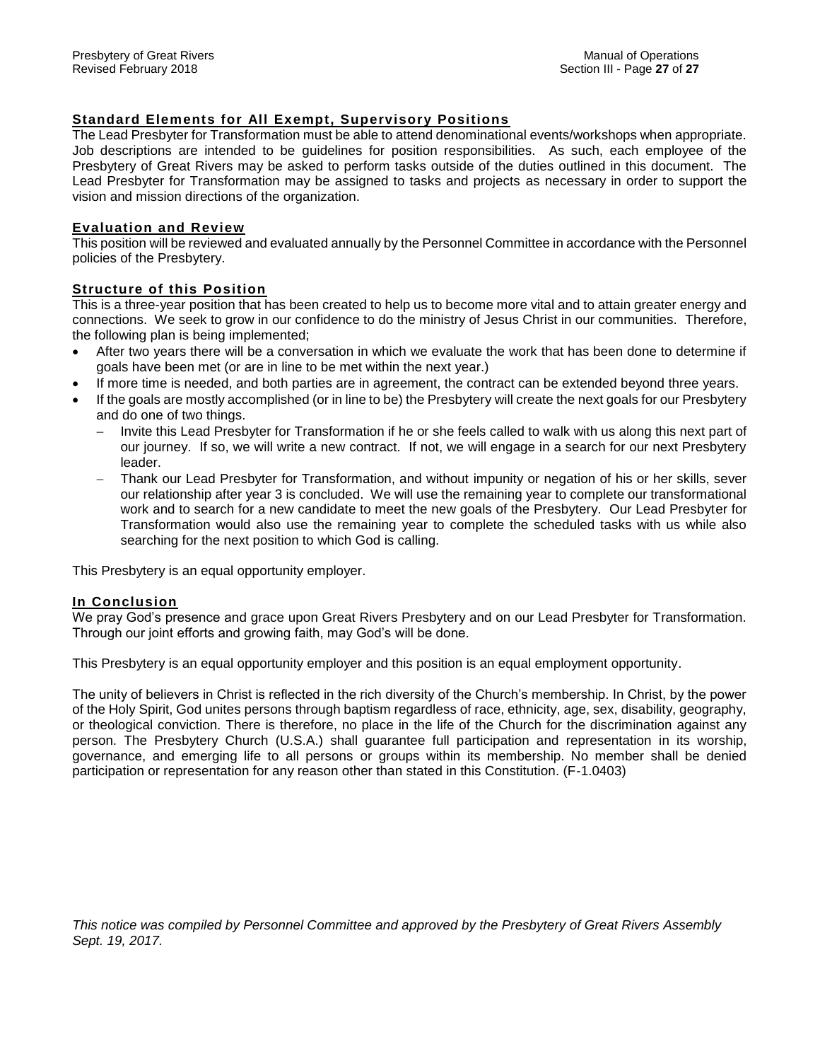## Standard Elements for All Exempt, Supervisory Positions

The Lead Presbyter for Transformation must be able to attend denominational events/workshops when appropriate. Job descriptions are intended to be guidelines for position responsibilities. As such, each employee of the Presbytery of Great Rivers may be asked to perform tasks outside of the duties outlined in this document. The Lead Presbyter for Transformation may be assigned to tasks and projects as necessary in order to support the vision and mission directions of the organization.

## Evaluation and Review

This position will be reviewed and evaluated annually by the Personnel Committee in accordance with the Personnel policies of the Presbytery.

## Structure of this Position

This is a three-year position that has been created to help us to become more vital and to attain greater energy and connections. We seek to grow in our confidence to do the ministry of Jesus Christ in our communities. Therefore, the following plan is being implemented;

- After two years there will be a conversation in which we evaluate the work that has been done to determine if goals have been met (or are in line to be met within the next year.)
- If more time is needed, and both parties are in agreement, the contract can be extended beyond three years.
- If the goals are mostly accomplished (or in line to be) the Presbytery will create the next goals for our Presbytery and do one of two things.
  - Invite this Lead Presbyter for Transformation if he or she feels called to walk with us along this next part of our journey. If so, we will write a new contract. If not, we will engage in a search for our next Presbytery leader.
  - Thank our Lead Presbyter for Transformation, and without impunity or negation of his or her skills, sever our relationship after year 3 is concluded. We will use the remaining year to complete our transformational work and to search for a new candidate to meet the new goals of the Presbytery. Our Lead Presbyter for Transformation would also use the remaining year to complete the scheduled tasks with us while also searching for the next position to which God is calling.

This Presbytery is an equal opportunity employer.

## In Conclusion

We pray God's presence and grace upon Great Rivers Presbytery and on our Lead Presbyter for Transformation. Through our joint efforts and growing faith, may God's will be done.

This Presbytery is an equal opportunity employer and this position is an equal employment opportunity.

The unity of believers in Christ is reflected in the rich diversity of the Church's membership. In Christ, by the power of the Holy Spirit, God unites persons through baptism regardless of race, ethnicity, age, sex, disability, geography, or theological conviction. There is therefore, no place in the life of the Church for the discrimination against any person. The Presbytery Church (U.S.A.) shall guarantee full participation and representation in its worship, governance, and emerging life to all persons or groups within its membership. No member shall be denied participation or representation for any reason other than stated in this Constitution. (F-1.0403)

*This notice was compiled by Personnel Committee and approved by the Presbytery of Great Rivers Assembly Sept. 19, 2017.*